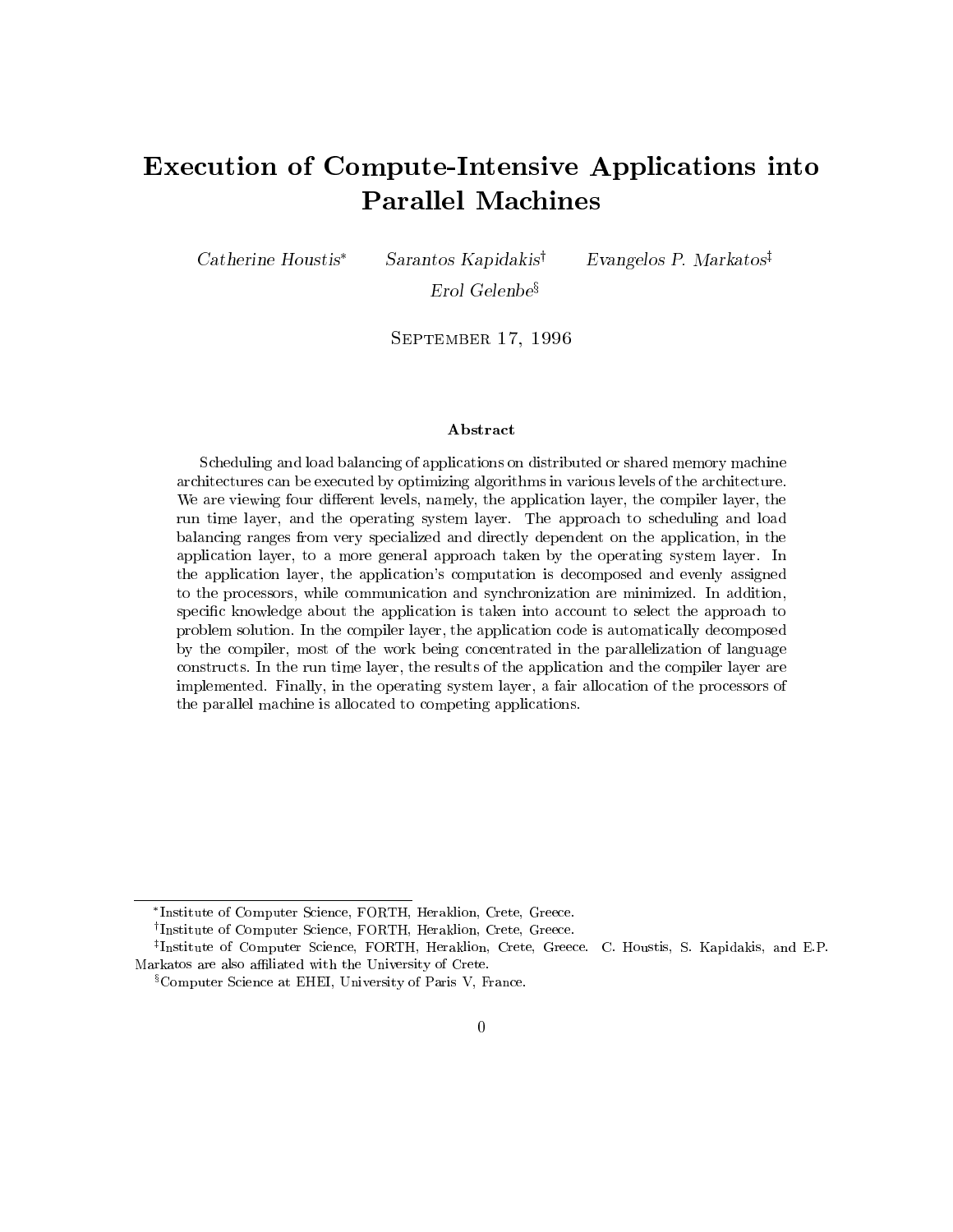# Execution of Compute-Intensive Applications into Parallel Machines

*Catherine Houstis*[*] *Sarantos Kapidakis*[†] *Evangelos P. Markatos*[‡]

*Erol Gelenbe*[§]

SEPTEMBER 17, 1996

### Abstract

Scheduling and load balancing of applications on distributed or shared memory machine architectures can be executed by optimizing algorithms in various levels of the architecture. We are viewing four different levels, namely, the application layer, the compiler layer, the run time layer, and the operating system layer. The approach to scheduling and load balancing ranges from very specialized and directly dependent on the application, in the application layer, to a more general approach taken by the operating system layer. In the application layer, the application's computation is decomposed and evenly assigned to the processors, while communication and synchronization are minimized. In addition, specific knowledge about the application is taken into account to select the approach to problem solution. In the compiler layer, the application code is automatically decomposed by the compiler, most of the work being concentrated in the parallelization of language constructs. In the run time layer, the results of the application and the compiler layer are implemented. Finally, in the operating system layer, a fair allocation of the processors of the parallel machine is allocated to competing applications.

---

[*] Institute of Computer Science, FORTH, Heraklion, Crete, Greece.

[†] Institute of Computer Science, FORTH, Heraklion, Crete, Greece.

[‡] Institute of Computer Science, FORTH, Heraklion, Crete, Greece. C. Houstis, S. Kapidakis, and E.P. Markatos are also affiliated with the University of Crete.

[§] Computer Science at EHEI, University of Paris V, France.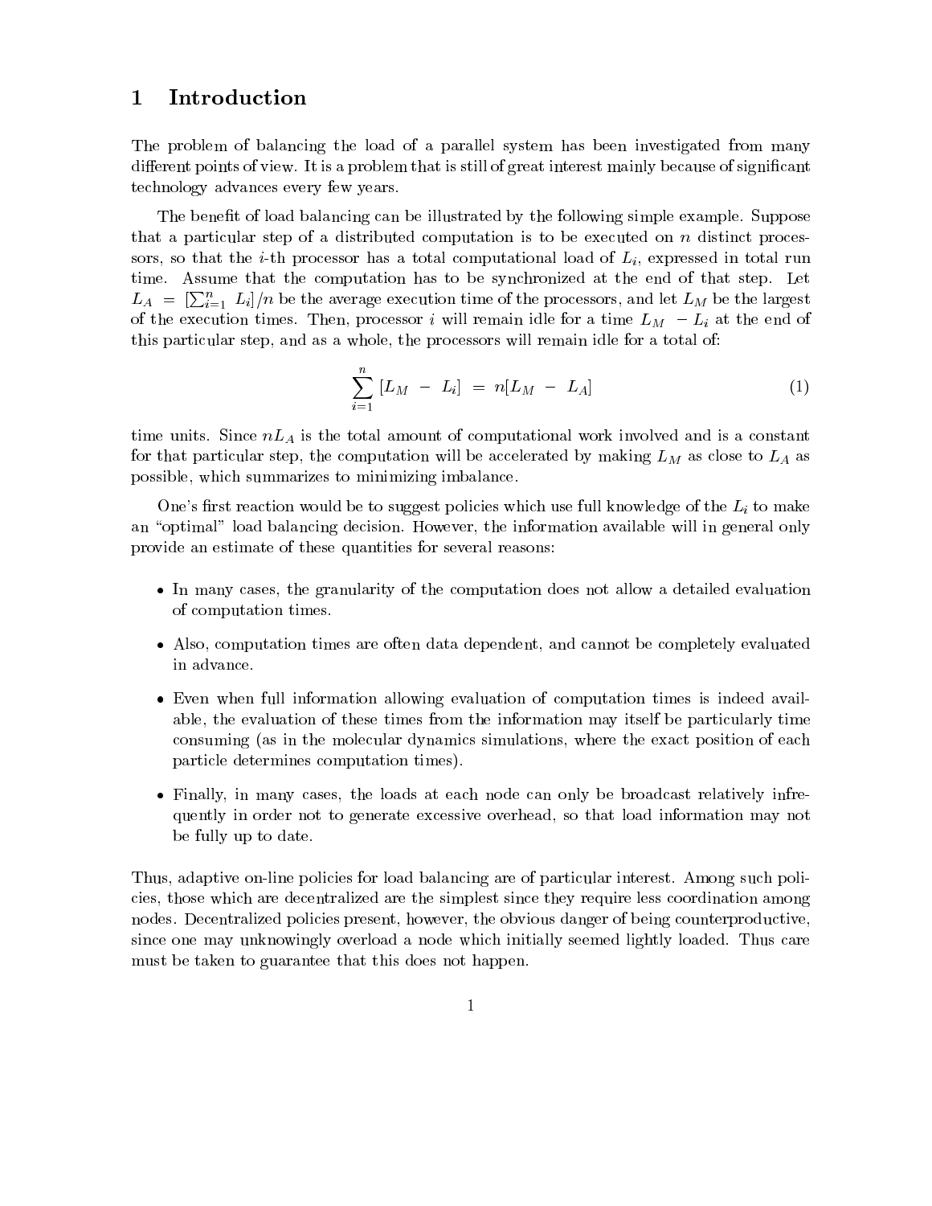# 1 Introduction

The problem of balancing the load of a parallel system has been investigated from many different points of view. It is a problem that is still of great interest mainly because of significant technology advances every few years.

The benefit of load balancing can be illustrated by the following simple example. Suppose that a particular step of a distributed computation is to be executed on $n$ distinct processors, so that the $i$-th processor has a total computational load of $L_i$, expressed in total run time. Assume that the computation has to be synchronized at the end of that step. Let $L_A = [\sum_{i=1}^{n} L_i]/n$ be the average execution time of the processors, and let $L_M$ be the largest of the execution times. Then, processor $i$ will remain idle for a time $L_M - L_i$ at the end of this particular step, and as a whole, the processors will remain idle for a total of:

$$\sum_{i=1}^{n} [L_M - L_i] = n[L_M - L_A] \tag{1}$$

time units. Since $nL_A$ is the total amount of computational work involved and is a constant for that particular step, the computation will be accelerated by making $L_M$ as close to $L_A$ as possible, which summarizes to minimizing imbalance.

One's first reaction would be to suggest policies which use full knowledge of the $L_i$ to make an "optimal" load balancing decision. However, the information available will in general only provide an estimate of these quantities for several reasons:

- In many cases, the granularity of the computation does not allow a detailed evaluation of computation times.
- Also, computation times are often data dependent, and cannot be completely evaluated in advance.
- Even when full information allowing evaluation of computation times is indeed available, the evaluation of these times from the information may itself be particularly time consuming (as in the molecular dynamics simulations, where the exact position of each particle determines computation times).
- Finally, in many cases, the loads at each node can only be broadcast relatively infrequently in order not to generate excessive overhead, so that load information may not be fully up to date.

Thus, adaptive on-line policies for load balancing are of particular interest. Among such policies, those which are decentralized are the simplest since they require less coordination among nodes. Decentralized policies present, however, the obvious danger of being counterproductive, since one may unknowingly overload a node which initially seemed lightly loaded. Thus care must be taken to guarantee that this does not happen.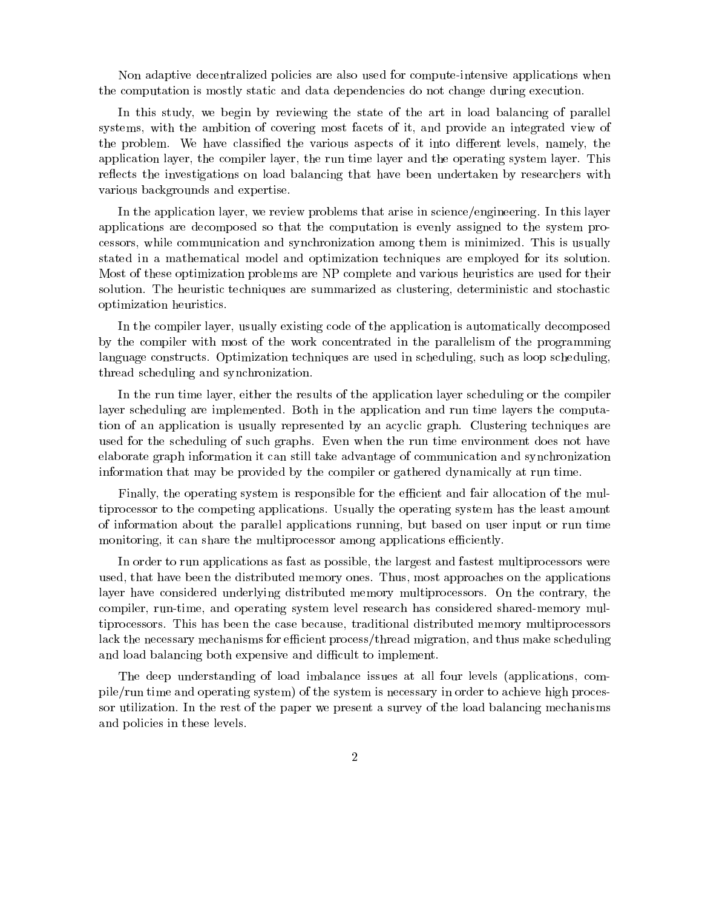Non adaptive decentralized policies are also used for compute-intensive applications when the computation is mostly static and data dependencies do not change during execution.

In this study, we begin by reviewing the state of the art in load balancing of parallel systems, with the ambition of covering most facets of it, and provide an integrated view of the problem. We have classified the various aspects of it into different levels, namely, the application layer, the compiler layer, the run time layer and the operating system layer. This reflects the investigations on load balancing that have been undertaken by researchers with various backgrounds and expertise.

In the application layer, we review problems that arise in science/engineering. In this layer applications are decomposed so that the computation is evenly assigned to the system processors, while communication and synchronization among them is minimized. This is usually stated in a mathematical model and optimization techniques are employed for its solution. Most of these optimization problems are NP complete and various heuristics are used for their solution. The heuristic techniques are summarized as clustering, deterministic and stochastic optimization heuristics.

In the compiler layer, usually existing code of the application is automatically decomposed by the compiler with most of the work concentrated in the parallelism of the programming language constructs. Optimization techniques are used in scheduling, such as loop scheduling, thread scheduling and synchronization.

In the run time layer, either the results of the application layer scheduling or the compiler layer scheduling are implemented. Both in the application and run time layers the computation of an application is usually represented by an acyclic graph. Clustering techniques are used for the scheduling of such graphs. Even when the run time environment does not have elaborate graph information it can still take advantage of communication and synchronization information that may be provided by the compiler or gathered dynamically at run time.

Finally, the operating system is responsible for the efficient and fair allocation of the multiprocessor to the competing applications. Usually the operating system has the least amount of information about the parallel applications running, but based on user input or run time monitoring, it can share the multiprocessor among applications efficiently.

In order to run applications as fast as possible, the largest and fastest multiprocessors were used, that have been the distributed memory ones. Thus, most approaches on the applications layer have considered underlying distributed memory multiprocessors. On the contrary, the compiler, run-time, and operating system level research has considered shared-memory multiprocessors. This has been the case because, traditional distributed memory multiprocessors lack the necessary mechanisms for efficient process/thread migration, and thus make scheduling and load balancing both expensive and difficult to implement.

The deep understanding of load imbalance issues at all four levels (applications, compile/run time and operating system) of the system is necessary in order to achieve high processor utilization. In the rest of the paper we present a survey of the load balancing mechanisms and policies in these levels.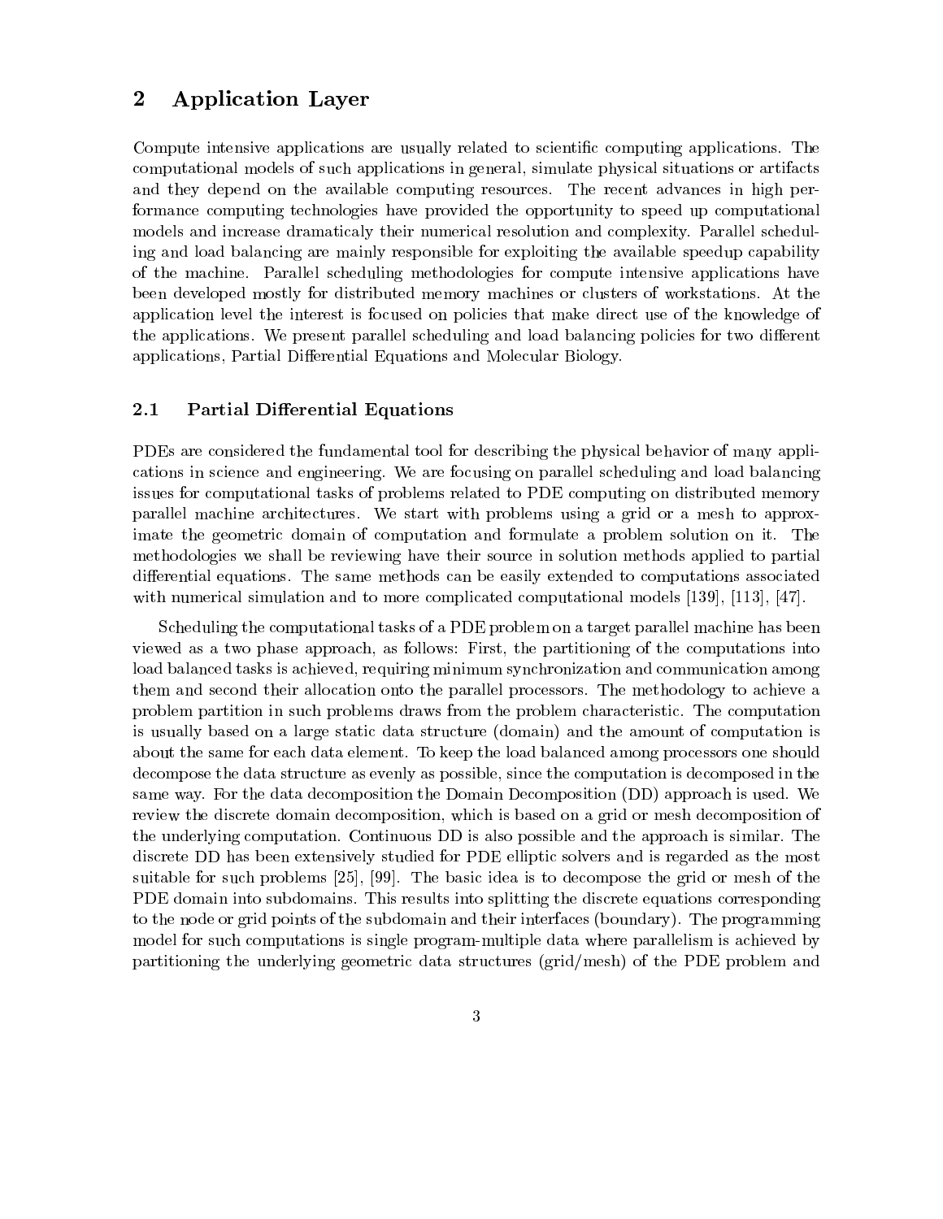# 2 Application Layer

Compute intensive applications are usually related to scientific computing applications. The computational models of such applications in general, simulate physical situations or artifacts and they depend on the available computing resources. The recent advances in high performance computing technologies have provided the opportunity to speed up computational models and increase dramaticaly their numerical resolution and complexity. Parallel scheduling and load balancing are mainly responsible for exploiting the available speedup capability of the machine. Parallel scheduling methodologies for compute intensive applications have been developed mostly for distributed memory machines or clusters of workstations. At the application level the interest is focused on policies that make direct use of the knowledge of the applications. We present parallel scheduling and load balancing policies for two different applications, Partial Differential Equations and Molecular Biology.

## 2.1 Partial Differential Equations

PDEs are considered the fundamental tool for describing the physical behavior of many applications in science and engineering. We are focusing on parallel scheduling and load balancing issues for computational tasks of problems related to PDE computing on distributed memory parallel machine architectures. We start with problems using a grid or a mesh to approximate the geometric domain of computation and formulate a problem solution on it. The methodologies we shall be reviewing have their source in solution methods applied to partial differential equations. The same methods can be easily extended to computations associated with numerical simulation and to more complicated computational models [139], [113], [47].

Scheduling the computational tasks of a PDE problem on a target parallel machine has been viewed as a two phase approach, as follows: First, the partitioning of the computations into load balanced tasks is achieved, requiring minimum synchronization and communication among them and second their allocation onto the parallel processors. The methodology to achieve a problem partition in such problems draws from the problem characteristic. The computation is usually based on a large static data structure (domain) and the amount of computation is about the same for each data element. To keep the load balanced among processors one should decompose the data structure as evenly as possible, since the computation is decomposed in the same way. For the data decomposition the Domain Decomposition (DD) approach is used. We review the discrete domain decomposition, which is based on a grid or mesh decomposition of the underlying computation. Continuous DD is also possible and the approach is similar. The discrete DD has been extensively studied for PDE elliptic solvers and is regarded as the most suitable for such problems [25], [99]. The basic idea is to decompose the grid or mesh of the PDE domain into subdomains. This results into splitting the discrete equations corresponding to the node or grid points of the subdomain and their interfaces (boundary). The programming model for such computations is single program-multiple data where parallelism is achieved by partitioning the underlying geometric data structures (grid/mesh) of the PDE problem and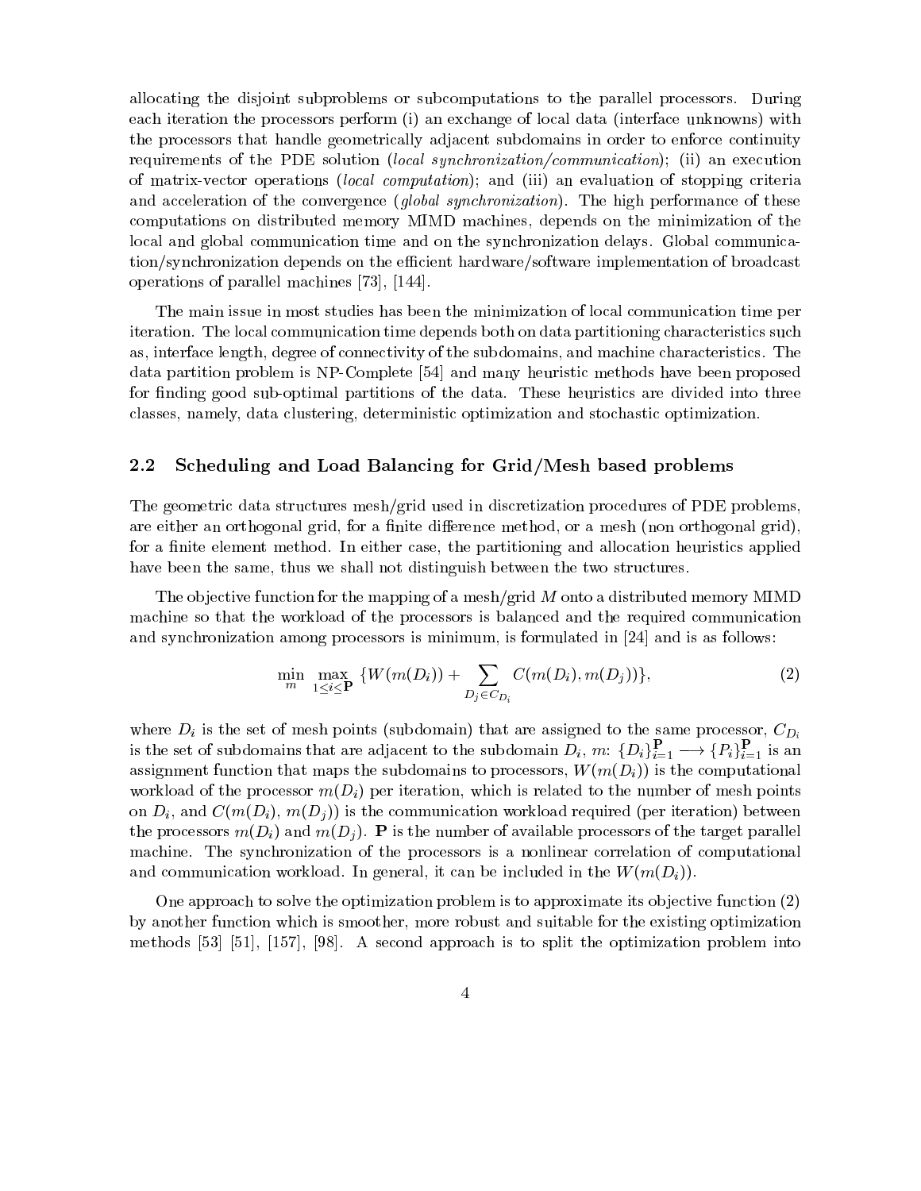allocating the disjoint subproblems or subcomputations to the parallel processors. During each iteration the processors perform (i) an exchange of local data (interface unknowns) with the processors that handle geometrically adjacent subdomains in order to enforce continuity requirements of the PDE solution (*local synchronization/communication*); (ii) an execution of matrix-vector operations (*local computation*); and (iii) an evaluation of stopping criteria and acceleration of the convergence (*global synchronization*). The high performance of these computations on distributed memory MIMD machines, depends on the minimization of the local and global communication time and on the synchronization delays. Global communication/synchronization depends on the efficient hardware/software implementation of broadcast operations of parallel machines [73], [144].

The main issue in most studies has been the minimization of local communication time per iteration. The local communication time depends both on data partitioning characteristics such as, interface length, degree of connectivity of the subdomains, and machine characteristics. The data partition problem is NP-Complete [54] and many heuristic methods have been proposed for finding good sub-optimal partitions of the data. These heuristics are divided into three classes, namely, data clustering, deterministic optimization and stochastic optimization.

## 2.2 Scheduling and Load Balancing for Grid/Mesh based problems

The geometric data structures mesh/grid used in discretization procedures of PDE problems, are either an orthogonal grid, for a finite difference method, or a mesh (non orthogonal grid), for a finite element method. In either case, the partitioning and allocation heuristics applied have been the same, thus we shall not distinguish between the two structures.

The objective function for the mapping of a mesh/grid $M$ onto a distributed memory MIMD machine so that the workload of the processors is balanced and the required communication and synchronization among processors is minimum, is formulated in [24] and is as follows:

$$\min_{m} \max_{1 \leq i \leq \mathbf{P}} \{W(m(D_i)) + \sum_{D_j \in C_{D_i}} C(m(D_i), m(D_j))\}, \tag{2}$$

where $D_i$ is the set of mesh points (subdomain) that are assigned to the same processor, $C_{D_i}$ is the set of subdomains that are adjacent to the subdomain $D_i$, $m$: $\{D_i\}_{i=1}^{\mathbf{P}} \longrightarrow \{P_i\}_{i=1}^{\mathbf{P}}$ is an assignment function that maps the subdomains to processors, $W(m(D_i))$ is the computational workload of the processor $m(D_i)$ per iteration, which is related to the number of mesh points on $D_i$, and $C(m(D_i), m(D_j))$ is the communication workload required (per iteration) between the processors $m(D_i)$ and $m(D_j)$. $\mathbf{P}$ is the number of available processors of the target parallel machine. The synchronization of the processors is a nonlinear correlation of computational and communication workload. In general, it can be included in the $W(m(D_i))$.

One approach to solve the optimization problem is to approximate its objective function (2) by another function which is smoother, more robust and suitable for the existing optimization methods [53] [51], [157], [98]. A second approach is to split the optimization problem into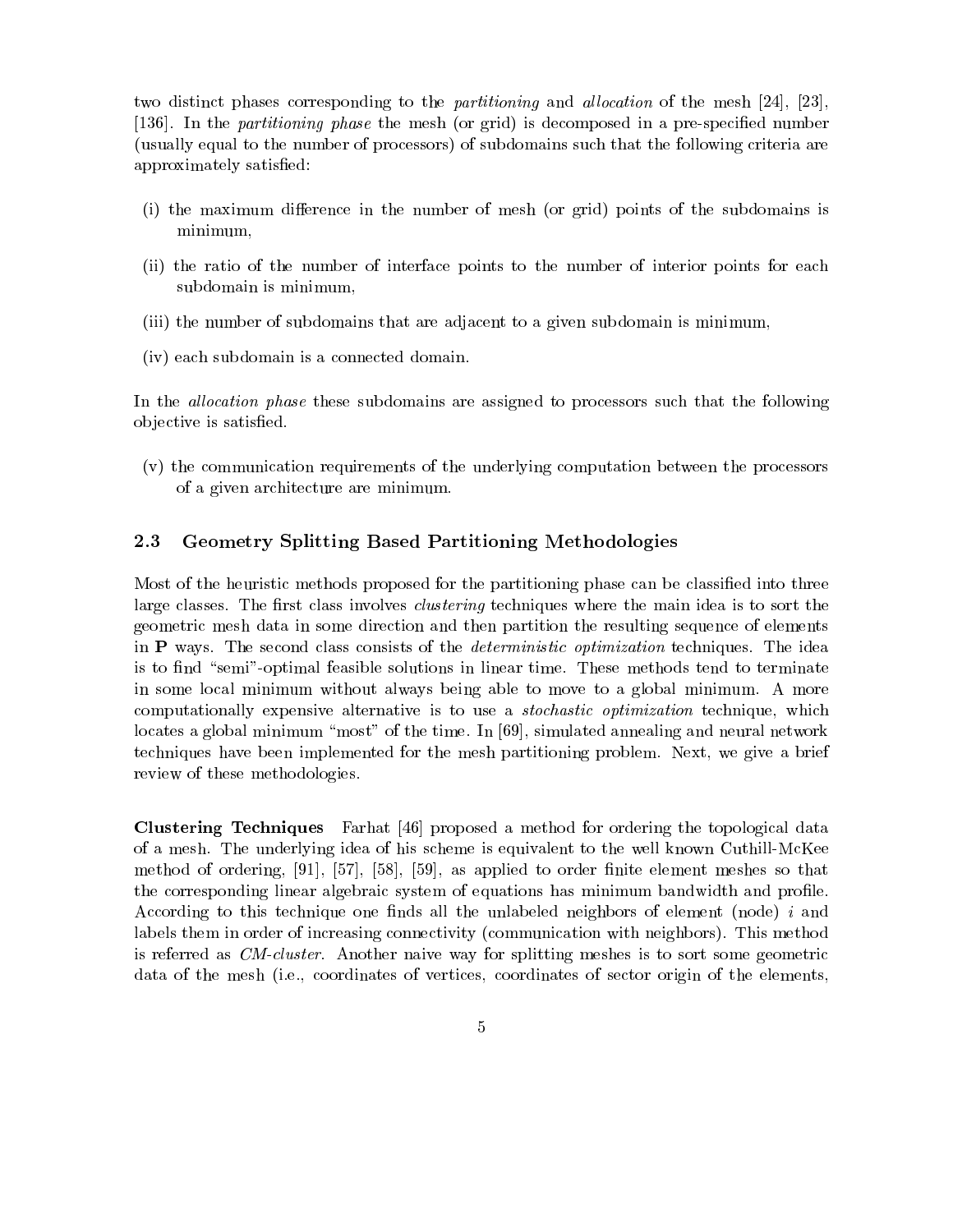two distinct phases corresponding to the *partitioning* and *allocation* of the mesh [24], [23], [136]. In the *partitioning phase* the mesh (or grid) is decomposed in a pre-specified number (usually equal to the number of processors) of subdomains such that the following criteria are approximately satisfied:

(i) the maximum difference in the number of mesh (or grid) points of the subdomains is minimum,

(ii) the ratio of the number of interface points to the number of interior points for each subdomain is minimum,

(iii) the number of subdomains that are adjacent to a given subdomain is minimum,

(iv) each subdomain is a connected domain.

In the *allocation phase* these subdomains are assigned to processors such that the following objective is satisfied.

(v) the communication requirements of the underlying computation between the processors of a given architecture are minimum.

## 2.3 Geometry Splitting Based Partitioning Methodologies

Most of the heuristic methods proposed for the partitioning phase can be classified into three large classes. The first class involves *clustering* techniques where the main idea is to sort the geometric mesh data in some direction and then partition the resulting sequence of elements in **P** ways. The second class consists of the *deterministic optimization* techniques. The idea is to find "semi"-optimal feasible solutions in linear time. These methods tend to terminate in some local minimum without always being able to move to a global minimum. A more computationally expensive alternative is to use a *stochastic optimization* technique, which locates a global minimum "most" of the time. In [69], simulated annealing and neural network techniques have been implemented for the mesh partitioning problem. Next, we give a brief review of these methodologies.

**Clustering Techniques** Farhat [46] proposed a method for ordering the topological data of a mesh. The underlying idea of his scheme is equivalent to the well known Cuthill-McKee method of ordering, [91], [57], [58], [59], as applied to order finite element meshes so that the corresponding linear algebraic system of equations has minimum bandwidth and profile. According to this technique one finds all the unlabeled neighbors of element (node) $i$ and labels them in order of increasing connectivity (communication with neighbors). This method is referred as *CM-cluster*. Another naive way for splitting meshes is to sort some geometric data of the mesh (i.e., coordinates of vertices, coordinates of sector origin of the elements,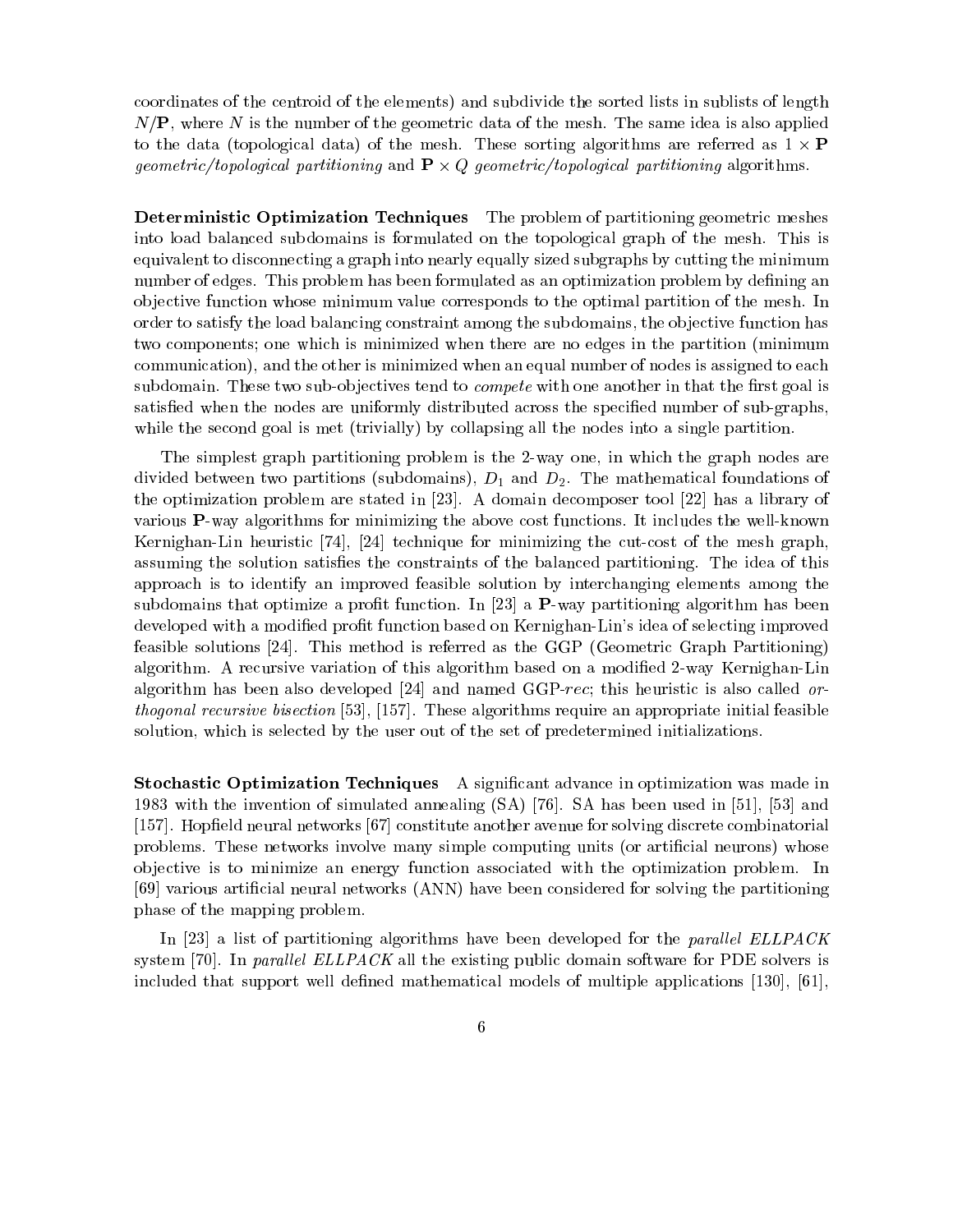coordinates of the centroid of the elements) and subdivide the sorted lists in sublists of length $N/\mathbf{P}$, where $N$ is the number of the geometric data of the mesh. The same idea is also applied to the data (topological data) of the mesh. These sorting algorithms are referred as $1 \times \mathbf{P}$ *geometric/topological partitioning* and $\mathbf{P} \times Q$ *geometric/topological partitioning* algorithms.

**Deterministic Optimization Techniques** The problem of partitioning geometric meshes into load balanced subdomains is formulated on the topological graph of the mesh. This is equivalent to disconnecting a graph into nearly equally sized subgraphs by cutting the minimum number of edges. This problem has been formulated as an optimization problem by defining an objective function whose minimum value corresponds to the optimal partition of the mesh. In order to satisfy the load balancing constraint among the subdomains, the objective function has two components; one which is minimized when there are no edges in the partition (minimum communication), and the other is minimized when an equal number of nodes is assigned to each subdomain. These two sub-objectives tend to *compete* with one another in that the first goal is satisfied when the nodes are uniformly distributed across the specified number of sub-graphs, while the second goal is met (trivially) by collapsing all the nodes into a single partition.

The simplest graph partitioning problem is the 2-way one, in which the graph nodes are divided between two partitions (subdomains), $D_1$ and $D_2$. The mathematical foundations of the optimization problem are stated in [23]. A domain decomposer tool [22] has a library of various $\mathbf{P}$-way algorithms for minimizing the above cost functions. It includes the well-known Kernighan-Lin heuristic [74], [24] technique for minimizing the cut-cost of the mesh graph, assuming the solution satisfies the constraints of the balanced partitioning. The idea of this approach is to identify an improved feasible solution by interchanging elements among the subdomains that optimize a profit function. In [23] a $\mathbf{P}$-way partitioning algorithm has been developed with a modified profit function based on Kernighan-Lin's idea of selecting improved feasible solutions [24]. This method is referred as the GGP (Geometric Graph Partitioning) algorithm. A recursive variation of this algorithm based on a modified 2-way Kernighan-Lin algorithm has been also developed [24] and named GGP-*rec*; this heuristic is also called *orthogonal recursive bisection* [53], [157]. These algorithms require an appropriate initial feasible solution, which is selected by the user out of the set of predetermined initializations.

**Stochastic Optimization Techniques** A significant advance in optimization was made in 1983 with the invention of simulated annealing (SA) [76]. SA has been used in [51], [53] and [157]. Hopfield neural networks [67] constitute another avenue for solving discrete combinatorial problems. These networks involve many simple computing units (or artificial neurons) whose objective is to minimize an energy function associated with the optimization problem. In [69] various artificial neural networks (ANN) have been considered for solving the partitioning phase of the mapping problem.

In [23] a list of partitioning algorithms have been developed for the *parallel ELLPACK* system [70]. In *parallel ELLPACK* all the existing public domain software for PDE solvers is included that support well defined mathematical models of multiple applications [130], [61],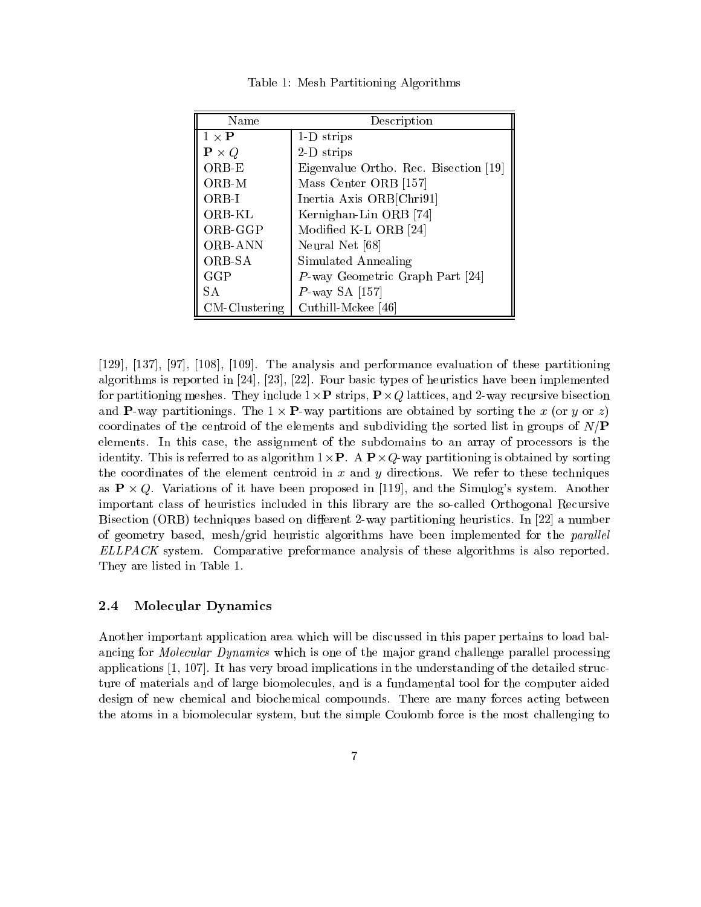Table 1: Mesh Partitioning Algorithms

| Name | Description |
|---|---|
| $1 \times \mathbf{P}$ | 1-D strips |
| $\mathbf{P} \times Q$ | 2-D strips |
| ORB-E | Eigenvalue Ortho. Rec. Bisection [19] |
| ORB-M | Mass Center ORB [157] |
| ORB-I | Inertia Axis ORB[Chri91] |
| ORB-KL | Kernighan-Lin ORB [74] |
| ORB-GGP | Modified K-L ORB [24] |
| ORB-ANN | Neural Net [68] |
| ORB-SA | Simulated Annealing |
| GGP | $P$-way Geometric Graph Part [24] |
| SA | $P$-way SA [157] |
| CM-Clustering | Cuthill-Mckee [46] |

[129], [137], [97], [108], [109]. The analysis and performance evaluation of these partitioning algorithms is reported in [24], [23], [22]. Four basic types of heuristics have been implemented for partitioning meshes. They include $1 \times \mathbf{P}$ strips, $\mathbf{P} \times Q$ lattices, and 2-way recursive bisection and $\mathbf{P}$-way partitionings. The $1 \times \mathbf{P}$-way partitions are obtained by sorting the $x$ (or $y$ or $z$) coordinates of the centroid of the elements and subdividing the sorted list in groups of $N/\mathbf{P}$ elements. In this case, the assignment of the subdomains to an array of processors is the identity. This is referred to as algorithm $1 \times \mathbf{P}$. A $\mathbf{P} \times Q$-way partitioning is obtained by sorting the coordinates of the element centroid in $x$ and $y$ directions. We refer to these techniques as $\mathbf{P} \times Q$. Variations of it have been proposed in [119], and the Simulog's system. Another important class of heuristics included in this library are the so-called Orthogonal Recursive Bisection (ORB) techniques based on different 2-way partitioning heuristics. In [22] a number of geometry based, mesh/grid heuristic algorithms have been implemented for the *parallel ELLPACK* system. Comparative preformance analysis of these algorithms is also reported. They are listed in Table 1.

### 2.4 Molecular Dynamics

Another important application area which will be discussed in this paper pertains to load balancing for *Molecular Dynamics* which is one of the major grand challenge parallel processing applications [1, 107]. It has very broad implications in the understanding of the detailed structure of materials and of large biomolecules, and is a fundamental tool for the computer aided design of new chemical and biochemical compounds. There are many forces acting between the atoms in a biomolecular system, but the simple Coulomb force is the most challenging to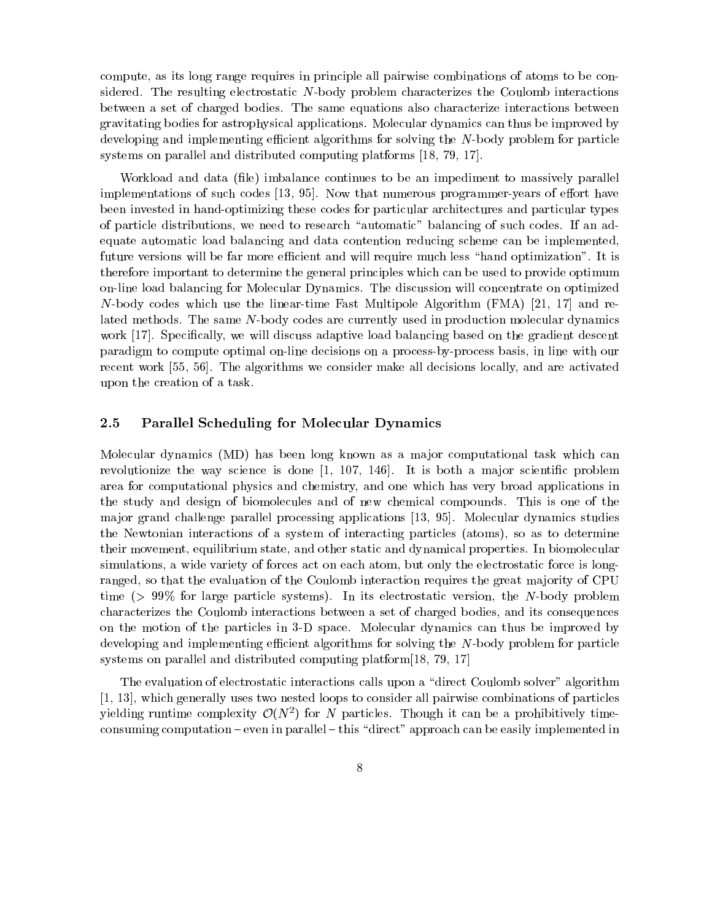compute, as its long range requires in principle all pairwise combinations of atoms to be considered. The resulting electrostatic $N$-body problem characterizes the Coulomb interactions between a set of charged bodies. The same equations also characterize interactions between gravitating bodies for astrophysical applications. Molecular dynamics can thus be improved by developing and implementing efficient algorithms for solving the $N$-body problem for particle systems on parallel and distributed computing platforms [18, 79, 17].

Workload and data (file) imbalance continues to be an impediment to massively parallel implementations of such codes [13, 95]. Now that numerous programmer-years of effort have been invested in hand-optimizing these codes for particular architectures and particular types of particle distributions, we need to research "automatic" balancing of such codes. If an adequate automatic load balancing and data contention reducing scheme can be implemented, future versions will be far more efficient and will require much less "hand optimization". It is therefore important to determine the general principles which can be used to provide optimum on-line load balancing for Molecular Dynamics. The discussion will concentrate on optimized $N$-body codes which use the linear-time Fast Multipole Algorithm (FMA) [21, 17] and related methods. The same $N$-body codes are currently used in production molecular dynamics work [17]. Specifically, we will discuss adaptive load balancing based on the gradient descent paradigm to compute optimal on-line decisions on a process-by-process basis, in line with our recent work [55, 56]. The algorithms we consider make all decisions locally, and are activated upon the creation of a task.

### 2.5 Parallel Scheduling for Molecular Dynamics

Molecular dynamics (MD) has been long known as a major computational task which can revolutionize the way science is done [1, 107, 146]. It is both a major scientific problem area for computational physics and chemistry, and one which has very broad applications in the study and design of biomolecules and of new chemical compounds. This is one of the major grand challenge parallel processing applications [13, 95]. Molecular dynamics studies the Newtonian interactions of a system of interacting particles (atoms), so as to determine their movement, equilibrium state, and other static and dynamical properties. In biomolecular simulations, a wide variety of forces act on each atom, but only the electrostatic force is long-ranged, so that the evaluation of the Coulomb interaction requires the great majority of CPU time ($> 99\%$ for large particle systems). In its electrostatic version, the $N$-body problem characterizes the Coulomb interactions between a set of charged bodies, and its consequences on the motion of the particles in 3-D space. Molecular dynamics can thus be improved by developing and implementing efficient algorithms for solving the $N$-body problem for particle systems on parallel and distributed computing platform[18, 79, 17]

The evaluation of electrostatic interactions calls upon a "direct Coulomb solver" algorithm [1, 13], which generally uses two nested loops to consider all pairwise combinations of particles yielding runtime complexity $\mathcal{O}(N^2)$ for $N$ particles. Though it can be a prohibitively time-consuming computation – even in parallel – this "direct" approach can be easily implemented in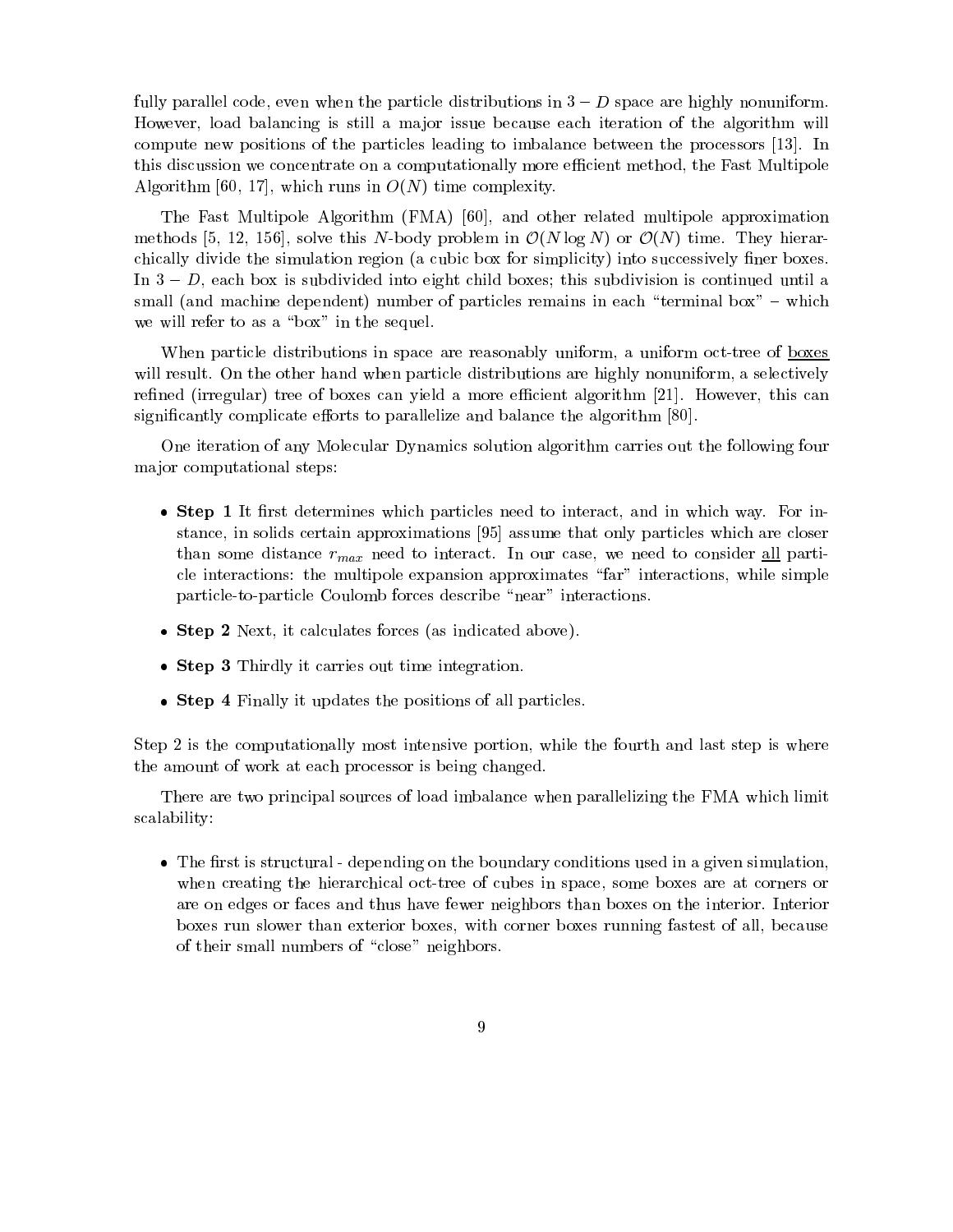fully parallel code, even when the particle distributions in $3-D$ space are highly nonuniform. However, load balancing is still a major issue because each iteration of the algorithm will compute new positions of the particles leading to imbalance between the processors [13]. In this discussion we concentrate on a computationally more efficient method, the Fast Multipole Algorithm [60, 17], which runs in $O(N)$ time complexity.

The Fast Multipole Algorithm (FMA) [60], and other related multipole approximation methods [5, 12, 156], solve this $N$-body problem in $\mathcal{O}(N \log N)$ or $\mathcal{O}(N)$ time. They hierarchically divide the simulation region (a cubic box for simplicity) into successively finer boxes. In $3-D$, each box is subdivided into eight child boxes; this subdivision is continued until a small (and machine dependent) number of particles remains in each "terminal box" – which we will refer to as a "box" in the sequel.

When particle distributions in space are reasonably uniform, a uniform oct-tree of <u>boxes</u> will result. On the other hand when particle distributions are highly nonuniform, a selectively refined (irregular) tree of boxes can yield a more efficient algorithm [21]. However, this can significantly complicate efforts to parallelize and balance the algorithm [80].

One iteration of any Molecular Dynamics solution algorithm carries out the following four major computational steps:

- **Step 1** It first determines which particles need to interact, and in which way. For instance, in solids certain approximations [95] assume that only particles which are closer than some distance $r_{max}$ need to interact. In our case, we need to consider <u>all</u> particle interactions: the multipole expansion approximates "far" interactions, while simple particle-to-particle Coulomb forces describe "near" interactions.
- **Step 2** Next, it calculates forces (as indicated above).
- **Step 3** Thirdly it carries out time integration.
- **Step 4** Finally it updates the positions of all particles.

Step 2 is the computationally most intensive portion, while the fourth and last step is where the amount of work at each processor is being changed.

There are two principal sources of load imbalance when parallelizing the FMA which limit scalability:

- The first is structural - depending on the boundary conditions used in a given simulation, when creating the hierarchical oct-tree of cubes in space, some boxes are at corners or are on edges or faces and thus have fewer neighbors than boxes on the interior. Interior boxes run slower than exterior boxes, with corner boxes running fastest of all, because of their small numbers of "close" neighbors.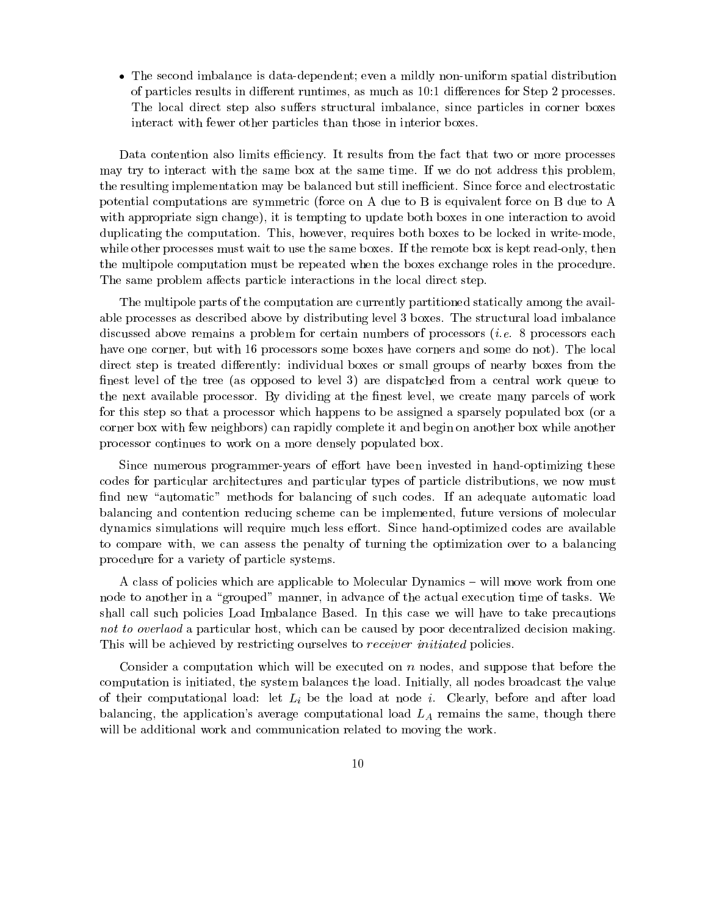- The second imbalance is data-dependent; even a mildly non-uniform spatial distribution of particles results in different runtimes, as much as 10:1 differences for Step 2 processes. The local direct step also suffers structural imbalance, since particles in corner boxes interact with fewer other particles than those in interior boxes.

Data contention also limits efficiency. It results from the fact that two or more processes may try to interact with the same box at the same time. If we do not address this problem, the resulting implementation may be balanced but still inefficient. Since force and electrostatic potential computations are symmetric (force on A due to B is equivalent force on B due to A with appropriate sign change), it is tempting to update both boxes in one interaction to avoid duplicating the computation. This, however, requires both boxes to be locked in write-mode, while other processes must wait to use the same boxes. If the remote box is kept read-only, then the multipole computation must be repeated when the boxes exchange roles in the procedure. The same problem affects particle interactions in the local direct step.

The multipole parts of the computation are currently partitioned statically among the available processes as described above by distributing level 3 boxes. The structural load imbalance discussed above remains a problem for certain numbers of processors (*i.e.* 8 processors each have one corner, but with 16 processors some boxes have corners and some do not). The local direct step is treated differently: individual boxes or small groups of nearby boxes from the finest level of the tree (as opposed to level 3) are dispatched from a central work queue to the next available processor. By dividing at the finest level, we create many parcels of work for this step so that a processor which happens to be assigned a sparsely populated box (or a corner box with few neighbors) can rapidly complete it and begin on another box while another processor continues to work on a more densely populated box.

Since numerous programmer-years of effort have been invested in hand-optimizing these codes for particular architectures and particular types of particle distributions, we now must find new "automatic" methods for balancing of such codes. If an adequate automatic load balancing and contention reducing scheme can be implemented, future versions of molecular dynamics simulations will require much less effort. Since hand-optimized codes are available to compare with, we can assess the penalty of turning the optimization over to a balancing procedure for a variety of particle systems.

A class of policies which are applicable to Molecular Dynamics – will move work from one node to another in a "grouped" manner, in advance of the actual execution time of tasks. We shall call such policies Load Imbalance Based. In this case we will have to take precautions *not to overlaod* a particular host, which can be caused by poor decentralized decision making. This will be achieved by restricting ourselves to *receiver initiated* policies.

Consider a computation which will be executed on $n$ nodes, and suppose that before the computation is initiated, the system balances the load. Initially, all nodes broadcast the value of their computational load: let $L_i$ be the load at node $i$. Clearly, before and after load balancing, the application's average computational load $L_A$ remains the same, though there will be additional work and communication related to moving the work.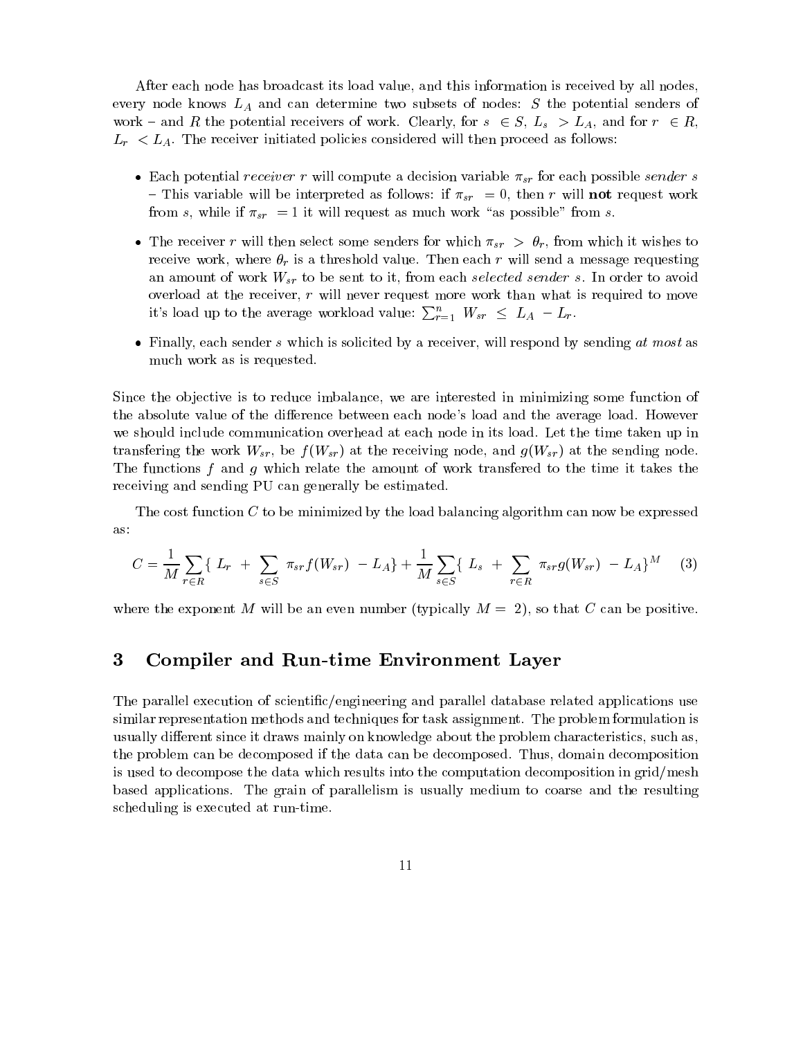After each node has broadcast its load value, and this information is received by all nodes, every node knows $L_A$ and can determine two subsets of nodes: $S$ the potential senders of work – and $R$ the potential receivers of work. Clearly, for $s \in S$, $L_s > L_A$, and for $r \in R$, $L_r < L_A$. The receiver initiated policies considered will then proceed as follows:

- Each potential *receiver* $r$ will compute a decision variable $\pi_{sr}$ for each possible *sender* $s$ – This variable will be interpreted as follows: if $\pi_{sr} = 0$, then $r$ will **not** request work from $s$, while if $\pi_{sr} = 1$ it will request as much work "as possible" from $s$.
- The receiver $r$ will then select some senders for which $\pi_{sr} > \theta_r$, from which it wishes to receive work, where $\theta_r$ is a threshold value. Then each $r$ will send a message requesting an amount of work $W_{sr}$ to be sent to it, from each *selected sender* $s$. In order to avoid overload at the receiver, $r$ will never request more work than what is required to move it's load up to the average workload value: $\sum_{r=1}^{n} W_{sr} \leq L_A - L_r$.
- Finally, each sender $s$ which is solicited by a receiver, will respond by sending *at most* as much work as is requested.

Since the objective is to reduce imbalance, we are interested in minimizing some function of the absolute value of the difference between each node's load and the average load. However we should include communication overhead at each node in its load. Let the time taken up in transfering the work $W_{sr}$, be $f(W_{sr})$ at the receiving node, and $g(W_{sr})$ at the sending node. The functions $f$ and $g$ which relate the amount of work transfered to the time it takes the receiving and sending PU can generally be estimated.

The cost function $C$ to be minimized by the load balancing algorithm can now be expressed as:

$$C = \frac{1}{M} \sum_{r \in R} \{ L_r + \sum_{s \in S} \pi_{sr} f(W_{sr}) - L_A \} + \frac{1}{M} \sum_{s \in S} \{ L_s + \sum_{r \in R} \pi_{sr} g(W_{sr}) - L_A \}^M \quad (3)$$

where the exponent $M$ will be an even number (typically $M = 2$), so that $C$ can be positive.

# 3 Compiler and Run-time Environment Layer

The parallel execution of scientific/engineering and parallel database related applications use similar representation methods and techniques for task assignment. The problem formulation is usually different since it draws mainly on knowledge about the problem characteristics, such as, the problem can be decomposed if the data can be decomposed. Thus, domain decomposition is used to decompose the data which results into the computation decomposition in grid/mesh based applications. The grain of parallelism is usually medium to coarse and the resulting scheduling is executed at run-time.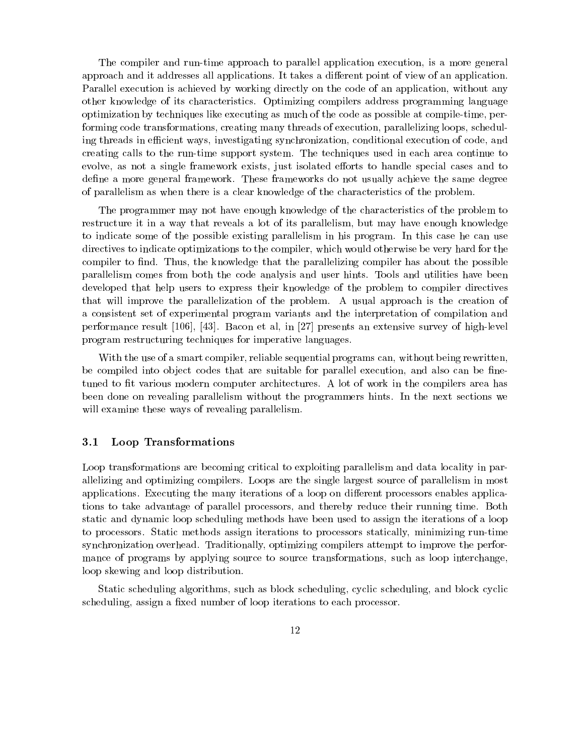The compiler and run-time approach to parallel application execution, is a more general approach and it addresses all applications. It takes a different point of view of an application. Parallel execution is achieved by working directly on the code of an application, without any other knowledge of its characteristics. Optimizing compilers address programming language optimization by techniques like executing as much of the code as possible at compile-time, performing code transformations, creating many threads of execution, parallelizing loops, scheduling threads in efficient ways, investigating synchronization, conditional execution of code, and creating calls to the run-time support system. The techniques used in each area continue to evolve, as not a single framework exists, just isolated efforts to handle special cases and to define a more general framework. These frameworks do not usually achieve the same degree of parallelism as when there is a clear knowledge of the characteristics of the problem.

The programmer may not have enough knowledge of the characteristics of the problem to restructure it in a way that reveals a lot of its parallelism, but may have enough knowledge to indicate some of the possible existing parallelism in his program. In this case he can use directives to indicate optimizations to the compiler, which would otherwise be very hard for the compiler to find. Thus, the knowledge that the parallelizing compiler has about the possible parallelism comes from both the code analysis and user hints. Tools and utilities have been developed that help users to express their knowledge of the problem to compiler directives that will improve the parallelization of the problem. A usual approach is the creation of a consistent set of experimental program variants and the interpretation of compilation and performance result [106], [43]. Bacon et al, in [27] presents an extensive survey of high-level program restructuring techniques for imperative languages.

With the use of a smart compiler, reliable sequential programs can, without being rewritten, be compiled into object codes that are suitable for parallel execution, and also can be fine-tuned to fit various modern computer architectures. A lot of work in the compilers area has been done on revealing parallelism without the programmers hints. In the next sections we will examine these ways of revealing parallelism.

## 3.1 Loop Transformations

Loop transformations are becoming critical to exploiting parallelism and data locality in parallelizing and optimizing compilers. Loops are the single largest source of parallelism in most applications. Executing the many iterations of a loop on different processors enables applications to take advantage of parallel processors, and thereby reduce their running time. Both static and dynamic loop scheduling methods have been used to assign the iterations of a loop to processors. Static methods assign iterations to processors statically, minimizing run-time synchronization overhead. Traditionally, optimizing compilers attempt to improve the performance of programs by applying source to source transformations, such as loop interchange, loop skewing and loop distribution.

Static scheduling algorithms, such as block scheduling, cyclic scheduling, and block cyclic scheduling, assign a fixed number of loop iterations to each processor.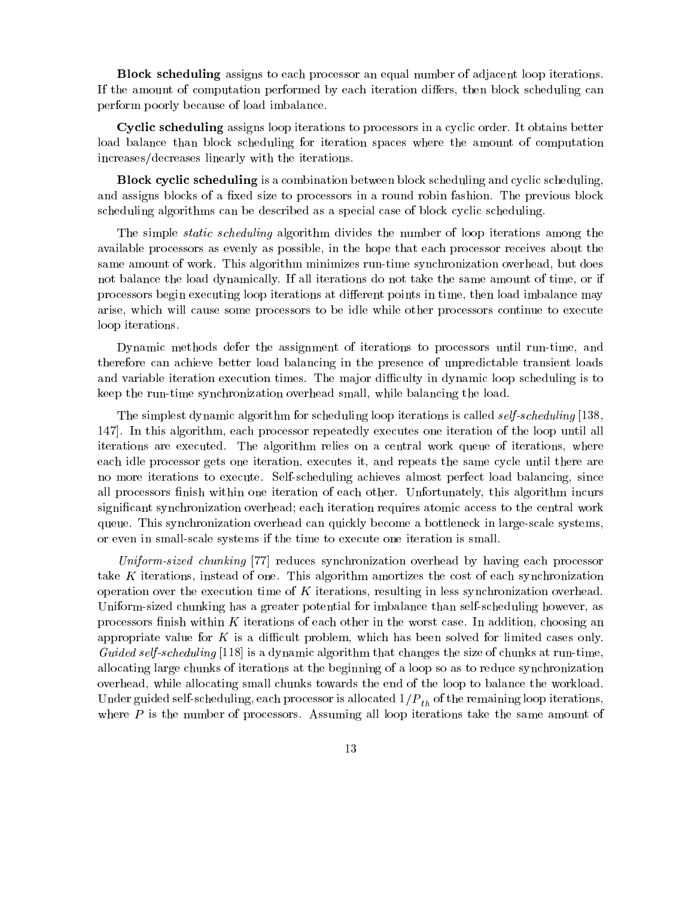**Block scheduling** assigns to each processor an equal number of adjacent loop iterations. If the amount of computation performed by each iteration differs, then block scheduling can perform poorly because of load imbalance.

**Cyclic scheduling** assigns loop iterations to processors in a cyclic order. It obtains better load balance than block scheduling for iteration spaces where the amount of computation increases/decreases linearly with the iterations.

**Block cyclic scheduling** is a combination between block scheduling and cyclic scheduling, and assigns blocks of a fixed size to processors in a round robin fashion. The previous block scheduling algorithms can be described as a special case of block cyclic scheduling.

The simple *static scheduling* algorithm divides the number of loop iterations among the available processors as evenly as possible, in the hope that each processor receives about the same amount of work. This algorithm minimizes run-time synchronization overhead, but does not balance the load dynamically. If all iterations do not take the same amount of time, or if processors begin executing loop iterations at different points in time, then load imbalance may arise, which will cause some processors to be idle while other processors continue to execute loop iterations.

Dynamic methods defer the assignment of iterations to processors until run-time, and therefore can achieve better load balancing in the presence of unpredictable transient loads and variable iteration execution times. The major difficulty in dynamic loop scheduling is to keep the run-time synchronization overhead small, while balancing the load.

The simplest dynamic algorithm for scheduling loop iterations is called *self-scheduling* [138, 147]. In this algorithm, each processor repeatedly executes one iteration of the loop until all iterations are executed. The algorithm relies on a central work queue of iterations, where each idle processor gets one iteration, executes it, and repeats the same cycle until there are no more iterations to execute. Self-scheduling achieves almost perfect load balancing, since all processors finish within one iteration of each other. Unfortunately, this algorithm incurs significant synchronization overhead; each iteration requires atomic access to the central work queue. This synchronization overhead can quickly become a bottleneck in large-scale systems, or even in small-scale systems if the time to execute one iteration is small.

*Uniform-sized chunking* [77] reduces synchronization overhead by having each processor take $K$ iterations, instead of one. This algorithm amortizes the cost of each synchronization operation over the execution time of $K$ iterations, resulting in less synchronization overhead. Uniform-sized chunking has a greater potential for imbalance than self-scheduling however, as processors finish within $K$ iterations of each other in the worst case. In addition, choosing an appropriate value for $K$ is a difficult problem, which has been solved for limited cases only. *Guided self-scheduling* [118] is a dynamic algorithm that changes the size of chunks at run-time, allocating large chunks of iterations at the beginning of a loop so as to reduce synchronization overhead, while allocating small chunks towards the end of the loop to balance the workload. Under guided self-scheduling, each processor is allocated $1/P_{th}$ of the remaining loop iterations, where $P$ is the number of processors. Assuming all loop iterations take the same amount of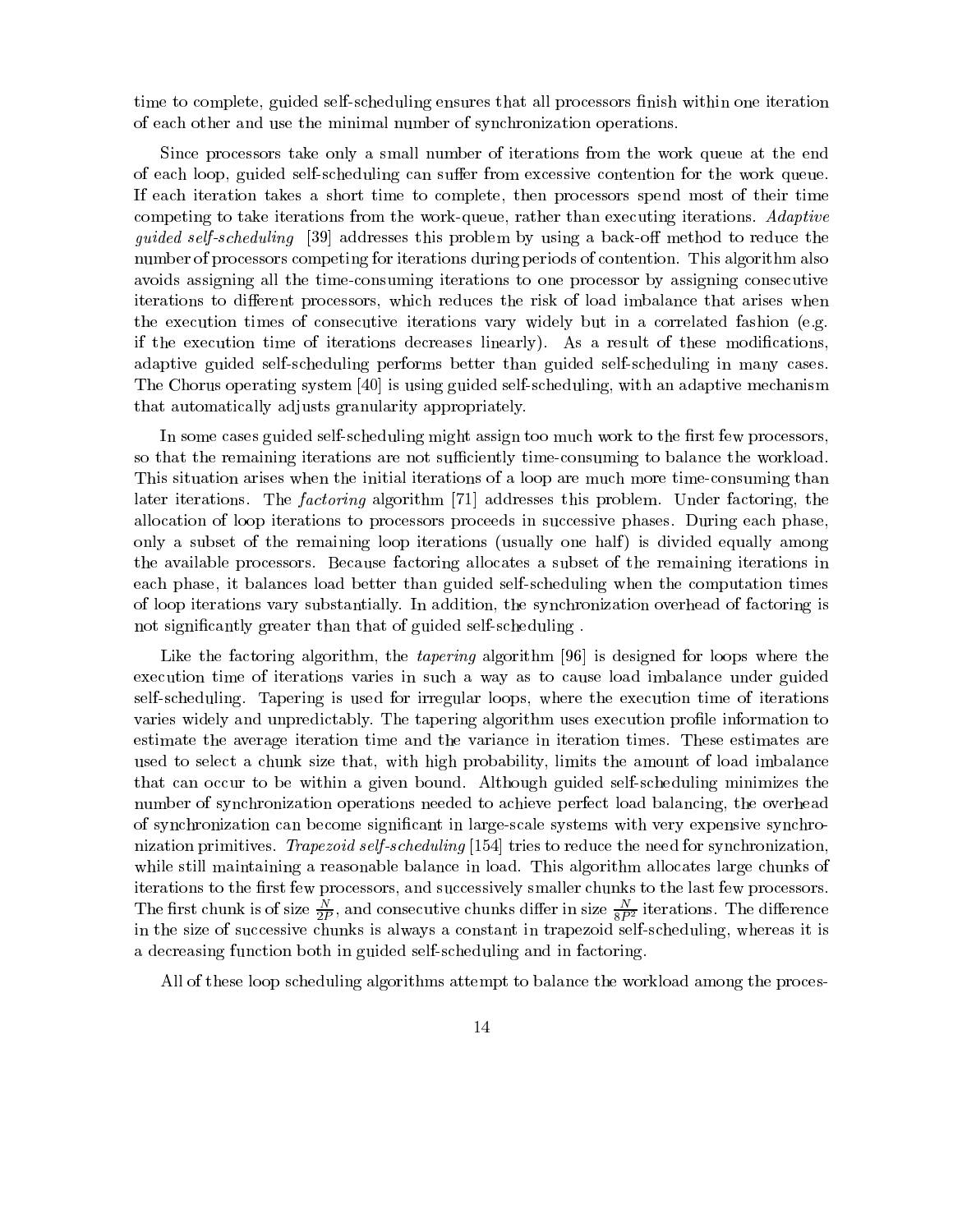time to complete, guided self-scheduling ensures that all processors finish within one iteration of each other and use the minimal number of synchronization operations.

Since processors take only a small number of iterations from the work queue at the end of each loop, guided self-scheduling can suffer from excessive contention for the work queue. If each iteration takes a short time to complete, then processors spend most of their time competing to take iterations from the work-queue, rather than executing iterations. *Adaptive guided self-scheduling* [39] addresses this problem by using a back-off method to reduce the number of processors competing for iterations during periods of contention. This algorithm also avoids assigning all the time-consuming iterations to one processor by assigning consecutive iterations to different processors, which reduces the risk of load imbalance that arises when the execution times of consecutive iterations vary widely but in a correlated fashion (e.g. if the execution time of iterations decreases linearly). As a result of these modifications, adaptive guided self-scheduling performs better than guided self-scheduling in many cases. The Chorus operating system [40] is using guided self-scheduling, with an adaptive mechanism that automatically adjusts granularity appropriately.

In some cases guided self-scheduling might assign too much work to the first few processors, so that the remaining iterations are not sufficiently time-consuming to balance the workload. This situation arises when the initial iterations of a loop are much more time-consuming than later iterations. The *factoring* algorithm [71] addresses this problem. Under factoring, the allocation of loop iterations to processors proceeds in successive phases. During each phase, only a subset of the remaining loop iterations (usually one half) is divided equally among the available processors. Because factoring allocates a subset of the remaining iterations in each phase, it balances load better than guided self-scheduling when the computation times of loop iterations vary substantially. In addition, the synchronization overhead of factoring is not significantly greater than that of guided self-scheduling .

Like the factoring algorithm, the *tapering* algorithm [96] is designed for loops where the execution time of iterations varies in such a way as to cause load imbalance under guided self-scheduling. Tapering is used for irregular loops, where the execution time of iterations varies widely and unpredictably. The tapering algorithm uses execution profile information to estimate the average iteration time and the variance in iteration times. These estimates are used to select a chunk size that, with high probability, limits the amount of load imbalance that can occur to be within a given bound. Although guided self-scheduling minimizes the number of synchronization operations needed to achieve perfect load balancing, the overhead of synchronization can become significant in large-scale systems with very expensive synchronization primitives. *Trapezoid self-scheduling* [154] tries to reduce the need for synchronization, while still maintaining a reasonable balance in load. This algorithm allocates large chunks of iterations to the first few processors, and successively smaller chunks to the last few processors. The first chunk is of size $\frac{N}{2P}$, and consecutive chunks differ in size $\frac{N}{8P^2}$ iterations. The difference in the size of successive chunks is always a constant in trapezoid self-scheduling, whereas it is a decreasing function both in guided self-scheduling and in factoring.

All of these loop scheduling algorithms attempt to balance the workload among the proces-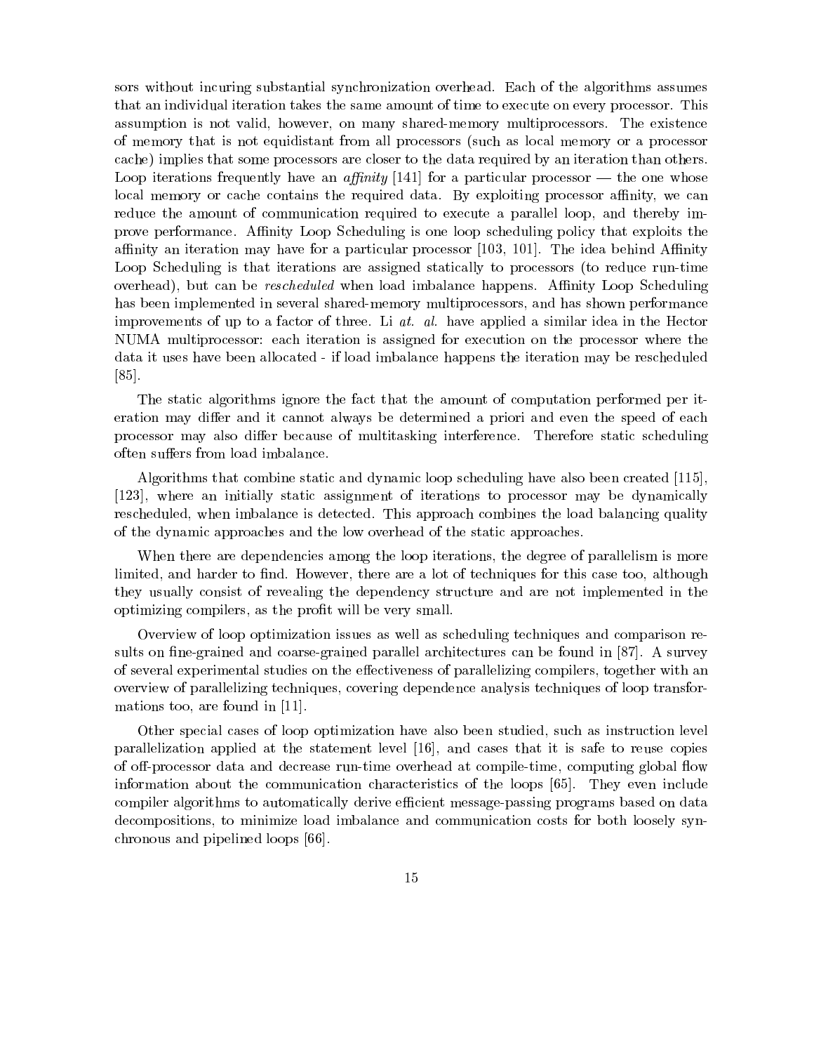sors without incuring substantial synchronization overhead. Each of the algorithms assumes that an individual iteration takes the same amount of time to execute on every processor. This assumption is not valid, however, on many shared-memory multiprocessors. The existence of memory that is not equidistant from all processors (such as local memory or a processor cache) implies that some processors are closer to the data required by an iteration than others. Loop iterations frequently have an *affinity* [141] for a particular processor — the one whose local memory or cache contains the required data. By exploiting processor affinity, we can reduce the amount of communication required to execute a parallel loop, and thereby improve performance. Affinity Loop Scheduling is one loop scheduling policy that exploits the affinity an iteration may have for a particular processor [103, 101]. The idea behind Affinity Loop Scheduling is that iterations are assigned statically to processors (to reduce run-time overhead), but can be *rescheduled* when load imbalance happens. Affinity Loop Scheduling has been implemented in several shared-memory multiprocessors, and has shown performance improvements of up to a factor of three. Li *at. al.* have applied a similar idea in the Hector NUMA multiprocessor: each iteration is assigned for execution on the processor where the data it uses have been allocated - if load imbalance happens the iteration may be rescheduled [85].

The static algorithms ignore the fact that the amount of computation performed per iteration may differ and it cannot always be determined a priori and even the speed of each processor may also differ because of multitasking interference. Therefore static scheduling often suffers from load imbalance.

Algorithms that combine static and dynamic loop scheduling have also been created [115], [123], where an initially static assignment of iterations to processor may be dynamically rescheduled, when imbalance is detected. This approach combines the load balancing quality of the dynamic approaches and the low overhead of the static approaches.

When there are dependencies among the loop iterations, the degree of parallelism is more limited, and harder to find. However, there are a lot of techniques for this case too, although they usually consist of revealing the dependency structure and are not implemented in the optimizing compilers, as the profit will be very small.

Overview of loop optimization issues as well as scheduling techniques and comparison results on fine-grained and coarse-grained parallel architectures can be found in [87]. A survey of several experimental studies on the effectiveness of parallelizing compilers, together with an overview of parallelizing techniques, covering dependence analysis techniques of loop transformations too, are found in [11].

Other special cases of loop optimization have also been studied, such as instruction level parallelization applied at the statement level [16], and cases that it is safe to reuse copies of off-processor data and decrease run-time overhead at compile-time, computing global flow information about the communication characteristics of the loops [65]. They even include compiler algorithms to automatically derive efficient message-passing programs based on data decompositions, to minimize load imbalance and communication costs for both loosely synchronous and pipelined loops [66].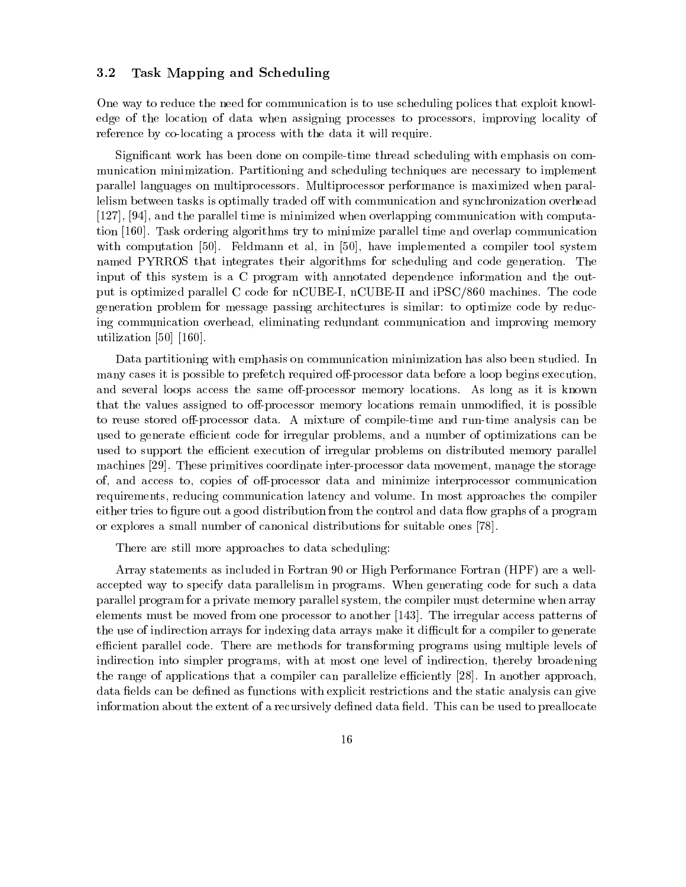### 3.2 Task Mapping and Scheduling

One way to reduce the need for communication is to use scheduling polices that exploit knowledge of the location of data when assigning processes to processors, improving locality of reference by co-locating a process with the data it will require.

Significant work has been done on compile-time thread scheduling with emphasis on communication minimization. Partitioning and scheduling techniques are necessary to implement parallel languages on multiprocessors. Multiprocessor performance is maximized when parallelism between tasks is optimally traded off with communication and synchronization overhead [127], [94], and the parallel time is minimized when overlapping communication with computation [160]. Task ordering algorithms try to minimize parallel time and overlap communication with computation [50]. Feldmann et al, in [50], have implemented a compiler tool system named PYRROS that integrates their algorithms for scheduling and code generation. The input of this system is a C program with annotated dependence information and the output is optimized parallel C code for nCUBE-I, nCUBE-II and iPSC/860 machines. The code generation problem for message passing architectures is similar: to optimize code by reducing communication overhead, eliminating redundant communication and improving memory utilization [50] [160].

Data partitioning with emphasis on communication minimization has also been studied. In many cases it is possible to prefetch required off-processor data before a loop begins execution, and several loops access the same off-processor memory locations. As long as it is known that the values assigned to off-processor memory locations remain unmodified, it is possible to reuse stored off-processor data. A mixture of compile-time and run-time analysis can be used to generate efficient code for irregular problems, and a number of optimizations can be used to support the efficient execution of irregular problems on distributed memory parallel machines [29]. These primitives coordinate inter-processor data movement, manage the storage of, and access to, copies of off-processor data and minimize interprocessor communication requirements, reducing communication latency and volume. In most approaches the compiler either tries to figure out a good distribution from the control and data flow graphs of a program or explores a small number of canonical distributions for suitable ones [78].

There are still more approaches to data scheduling:

Array statements as included in Fortran 90 or High Performance Fortran (HPF) are a well-accepted way to specify data parallelism in programs. When generating code for such a data parallel program for a private memory parallel system, the compiler must determine when array elements must be moved from one processor to another [143]. The irregular access patterns of the use of indirection arrays for indexing data arrays make it difficult for a compiler to generate efficient parallel code. There are methods for transforming programs using multiple levels of indirection into simpler programs, with at most one level of indirection, thereby broadening the range of applications that a compiler can parallelize efficiently [28]. In another approach, data fields can be defined as functions with explicit restrictions and the static analysis can give information about the extent of a recursively defined data field. This can be used to preallocate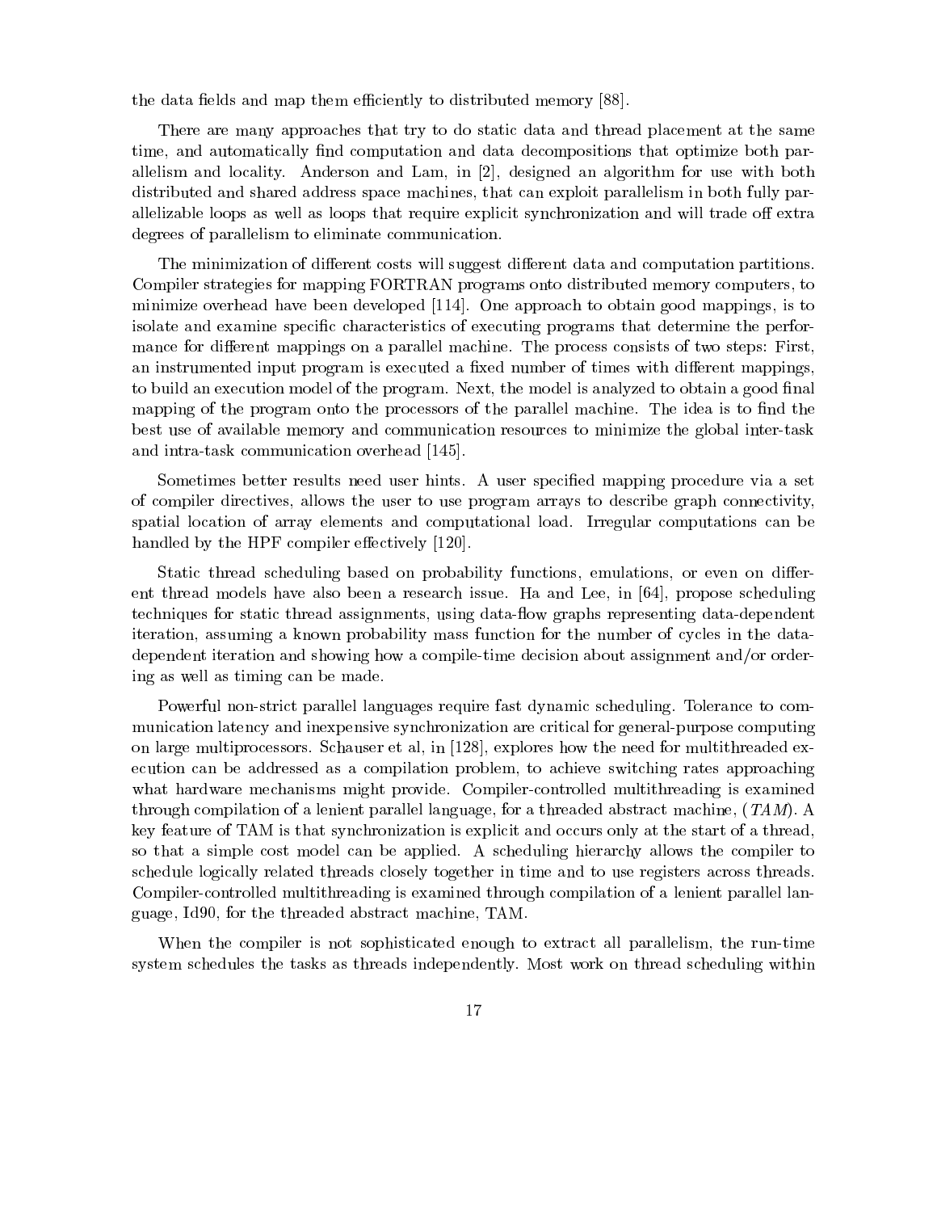the data fields and map them efficiently to distributed memory [88].

There are many approaches that try to do static data and thread placement at the same time, and automatically find computation and data decompositions that optimize both parallelism and locality. Anderson and Lam, in [2], designed an algorithm for use with both distributed and shared address space machines, that can exploit parallelism in both fully parallelizable loops as well as loops that require explicit synchronization and will trade off extra degrees of parallelism to eliminate communication.

The minimization of different costs will suggest different data and computation partitions. Compiler strategies for mapping FORTRAN programs onto distributed memory computers, to minimize overhead have been developed [114]. One approach to obtain good mappings, is to isolate and examine specific characteristics of executing programs that determine the performance for different mappings on a parallel machine. The process consists of two steps: First, an instrumented input program is executed a fixed number of times with different mappings, to build an execution model of the program. Next, the model is analyzed to obtain a good final mapping of the program onto the processors of the parallel machine. The idea is to find the best use of available memory and communication resources to minimize the global inter-task and intra-task communication overhead [145].

Sometimes better results need user hints. A user specified mapping procedure via a set of compiler directives, allows the user to use program arrays to describe graph connectivity, spatial location of array elements and computational load. Irregular computations can be handled by the HPF compiler effectively [120].

Static thread scheduling based on probability functions, emulations, or even on different thread models have also been a research issue. Ha and Lee, in [64], propose scheduling techniques for static thread assignments, using data-flow graphs representing data-dependent iteration, assuming a known probability mass function for the number of cycles in the data-dependent iteration and showing how a compile-time decision about assignment and/or ordering as well as timing can be made.

Powerful non-strict parallel languages require fast dynamic scheduling. Tolerance to communication latency and inexpensive synchronization are critical for general-purpose computing on large multiprocessors. Schauser et al, in [128], explores how the need for multithreaded execution can be addressed as a compilation problem, to achieve switching rates approaching what hardware mechanisms might provide. Compiler-controlled multithreading is examined through compilation of a lenient parallel language, for a threaded abstract machine, (*TAM*). A key feature of TAM is that synchronization is explicit and occurs only at the start of a thread, so that a simple cost model can be applied. A scheduling hierarchy allows the compiler to schedule logically related threads closely together in time and to use registers across threads. Compiler-controlled multithreading is examined through compilation of a lenient parallel language, Id90, for the threaded abstract machine, TAM.

When the compiler is not sophisticated enough to extract all parallelism, the run-time system schedules the tasks as threads independently. Most work on thread scheduling within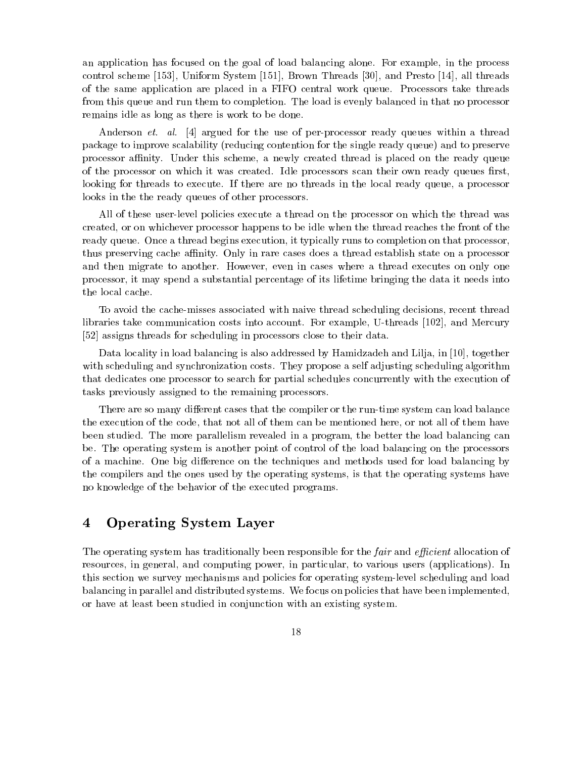an application has focused on the goal of load balancing alone. For example, in the process control scheme [153], Uniform System [151], Brown Threads [30], and Presto [14], all threads of the same application are placed in a FIFO central work queue. Processors take threads from this queue and run them to completion. The load is evenly balanced in that no processor remains idle as long as there is work to be done.

Anderson *et. al.* [4] argued for the use of per-processor ready queues within a thread package to improve scalability (reducing contention for the single ready queue) and to preserve processor affinity. Under this scheme, a newly created thread is placed on the ready queue of the processor on which it was created. Idle processors scan their own ready queues first, looking for threads to execute. If there are no threads in the local ready queue, a processor looks in the the ready queues of other processors.

All of these user-level policies execute a thread on the processor on which the thread was created, or on whichever processor happens to be idle when the thread reaches the front of the ready queue. Once a thread begins execution, it typically runs to completion on that processor, thus preserving cache affinity. Only in rare cases does a thread establish state on a processor and then migrate to another. However, even in cases where a thread executes on only one processor, it may spend a substantial percentage of its lifetime bringing the data it needs into the local cache.

To avoid the cache-misses associated with naive thread scheduling decisions, recent thread libraries take communication costs into account. For example, U-threads [102], and Mercury [52] assigns threads for scheduling in processors close to their data.

Data locality in load balancing is also addressed by Hamidzadeh and Lilja, in [10], together with scheduling and synchronization costs. They propose a self adjusting scheduling algorithm that dedicates one processor to search for partial schedules concurrently with the execution of tasks previously assigned to the remaining processors.

There are so many different cases that the compiler or the run-time system can load balance the execution of the code, that not all of them can be mentioned here, or not all of them have been studied. The more parallelism revealed in a program, the better the load balancing can be. The operating system is another point of control of the load balancing on the processors of a machine. One big difference on the techniques and methods used for load balancing by the compilers and the ones used by the operating systems, is that the operating systems have no knowledge of the behavior of the executed programs.

## 4 Operating System Layer

The operating system has traditionally been responsible for the *fair* and *efficient* allocation of resources, in general, and computing power, in particular, to various users (applications). In this section we survey mechanisms and policies for operating system-level scheduling and load balancing in parallel and distributed systems. We focus on policies that have been implemented, or have at least been studied in conjunction with an existing system.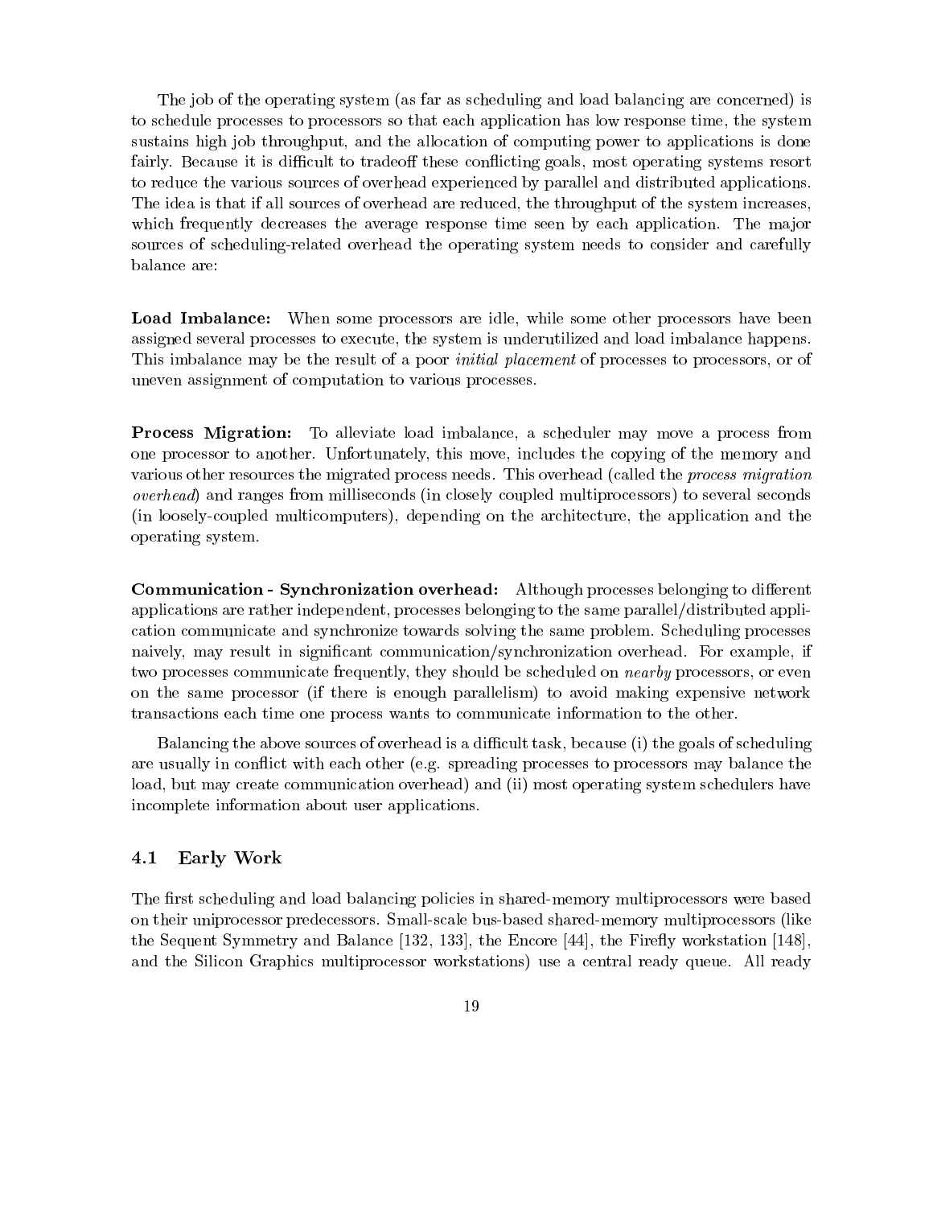The job of the operating system (as far as scheduling and load balancing are concerned) is to schedule processes to processors so that each application has low response time, the system sustains high job throughput, and the allocation of computing power to applications is done fairly. Because it is difficult to tradeoff these conflicting goals, most operating systems resort to reduce the various sources of overhead experienced by parallel and distributed applications. The idea is that if all sources of overhead are reduced, the throughput of the system increases, which frequently decreases the average response time seen by each application. The major sources of scheduling-related overhead the operating system needs to consider and carefully balance are:

**Load Imbalance:** When some processors are idle, while some other processors have been assigned several processes to execute, the system is underutilized and load imbalance happens. This imbalance may be the result of a poor *initial placement* of processes to processors, or of uneven assignment of computation to various processes.

**Process Migration:** To alleviate load imbalance, a scheduler may move a process from one processor to another. Unfortunately, this move, includes the copying of the memory and various other resources the migrated process needs. This overhead (called the *process migration overhead*) and ranges from milliseconds (in closely coupled multiprocessors) to several seconds (in loosely-coupled multicomputers), depending on the architecture, the application and the operating system.

**Communication - Synchronization overhead:** Although processes belonging to different applications are rather independent, processes belonging to the same parallel/distributed application communicate and synchronize towards solving the same problem. Scheduling processes naively, may result in significant communication/synchronization overhead. For example, if two processes communicate frequently, they should be scheduled on *nearby* processors, or even on the same processor (if there is enough parallelism) to avoid making expensive network transactions each time one process wants to communicate information to the other.

Balancing the above sources of overhead is a difficult task, because (i) the goals of scheduling are usually in conflict with each other (e.g. spreading processes to processors may balance the load, but may create communication overhead) and (ii) most operating system schedulers have incomplete information about user applications.

## 4.1 Early Work

The first scheduling and load balancing policies in shared-memory multiprocessors were based on their uniprocessor predecessors. Small-scale bus-based shared-memory multiprocessors (like the Sequent Symmetry and Balance [132, 133], the Encore [44], the Firefly workstation [148], and the Silicon Graphics multiprocessor workstations) use a central ready queue. All ready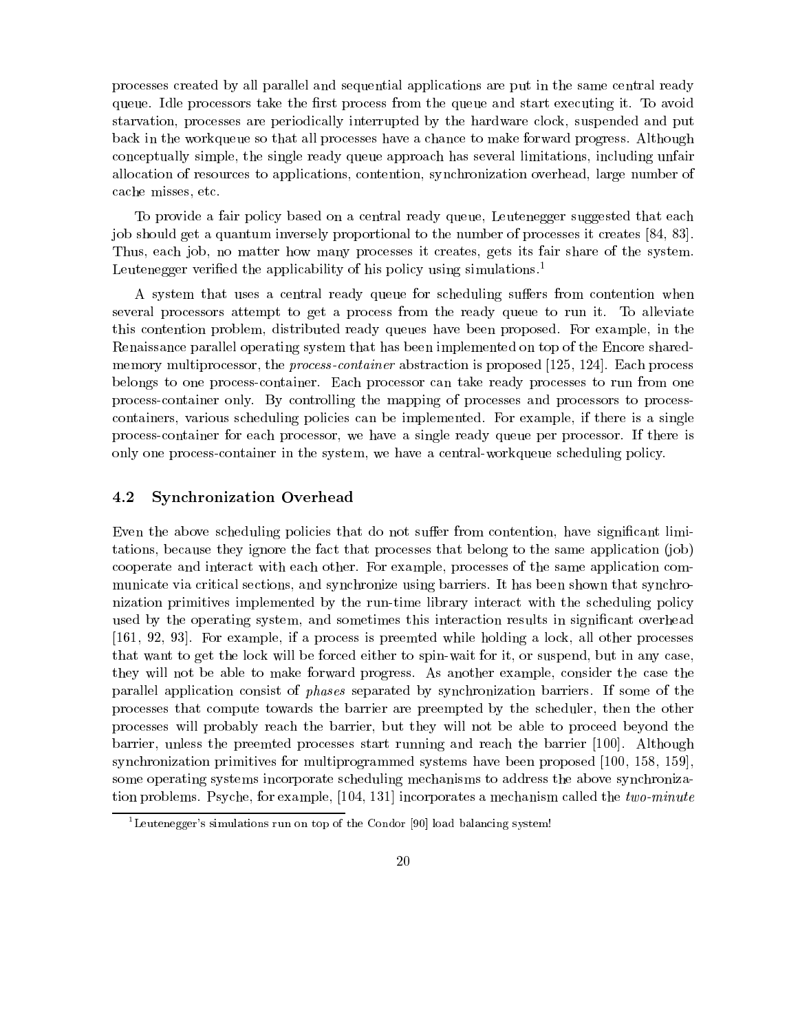processes created by all parallel and sequential applications are put in the same central ready queue. Idle processors take the first process from the queue and start executing it. To avoid starvation, processes are periodically interrupted by the hardware clock, suspended and put back in the workqueue so that all processes have a chance to make forward progress. Although conceptually simple, the single ready queue approach has several limitations, including unfair allocation of resources to applications, contention, synchronization overhead, large number of cache misses, etc.

To provide a fair policy based on a central ready queue, Leutenegger suggested that each job should get a quantum inversely proportional to the number of processes it creates [84, 83]. Thus, each job, no matter how many processes it creates, gets its fair share of the system. Leutenegger verified the applicability of his policy using simulations.[1]

A system that uses a central ready queue for scheduling suffers from contention when several processors attempt to get a process from the ready queue to run it. To alleviate this contention problem, distributed ready queues have been proposed. For example, in the Renaissance parallel operating system that has been implemented on top of the Encore shared-memory multiprocessor, the *process-container* abstraction is proposed [125, 124]. Each process belongs to one process-container. Each processor can take ready processes to run from one process-container only. By controlling the mapping of processes and processors to process-containers, various scheduling policies can be implemented. For example, if there is a single process-container for each processor, we have a single ready queue per processor. If there is only one process-container in the system, we have a central-workqueue scheduling policy.

## 4.2 Synchronization Overhead

Even the above scheduling policies that do not suffer from contention, have significant limitations, because they ignore the fact that processes that belong to the same application (job) cooperate and interact with each other. For example, processes of the same application communicate via critical sections, and synchronize using barriers. It has been shown that synchronization primitives implemented by the run-time library interact with the scheduling policy used by the operating system, and sometimes this interaction results in significant overhead [161, 92, 93]. For example, if a process is preemted while holding a lock, all other processes that want to get the lock will be forced either to spin-wait for it, or suspend, but in any case, they will not be able to make forward progress. As another example, consider the case the parallel application consist of *phases* separated by synchronization barriers. If some of the processes that compute towards the barrier are preempted by the scheduler, then the other processes will probably reach the barrier, but they will not be able to proceed beyond the barrier, unless the preemted processes start running and reach the barrier [100]. Although synchronization primitives for multiprogrammed systems have been proposed [100, 158, 159], some operating systems incorporate scheduling mechanisms to address the above synchronization problems. Psyche, for example, [104, 131] incorporates a mechanism called the *two-minute*

[1] Leutenegger's simulations run on top of the Condor [90] load balancing system!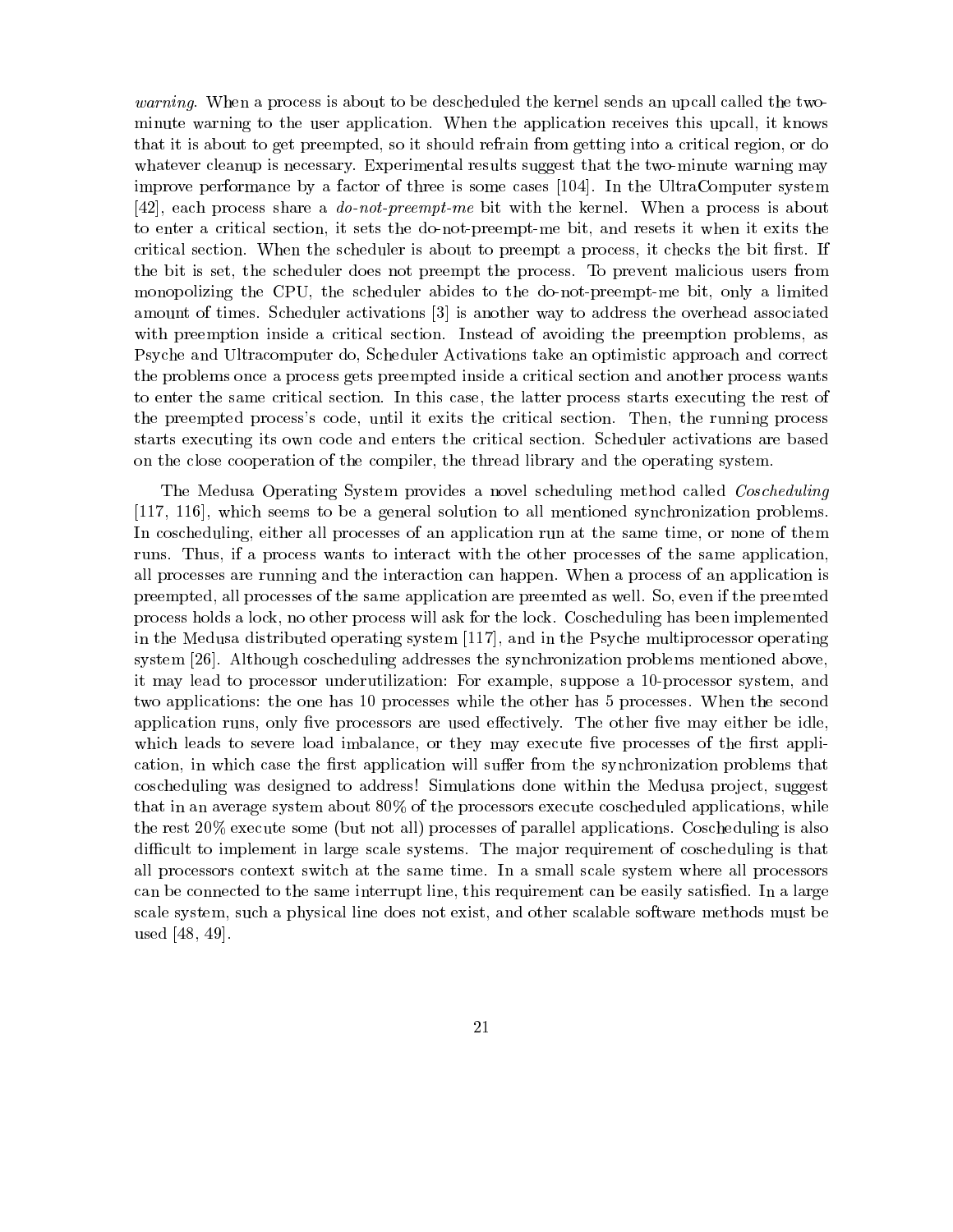*warning*. When a process is about to be descheduled the kernel sends an upcall called the two-minute warning to the user application. When the application receives this upcall, it knows that it is about to get preempted, so it should refrain from getting into a critical region, or do whatever cleanup is necessary. Experimental results suggest that the two-minute warning may improve performance by a factor of three is some cases [104]. In the UltraComputer system [42], each process share a *do-not-preempt-me* bit with the kernel. When a process is about to enter a critical section, it sets the do-not-preempt-me bit, and resets it when it exits the critical section. When the scheduler is about to preempt a process, it checks the bit first. If the bit is set, the scheduler does not preempt the process. To prevent malicious users from monopolizing the CPU, the scheduler abides to the do-not-preempt-me bit, only a limited amount of times. Scheduler activations [3] is another way to address the overhead associated with preemption inside a critical section. Instead of avoiding the preemption problems, as Psyche and Ultracomputer do, Scheduler Activations take an optimistic approach and correct the problems once a process gets preempted inside a critical section and another process wants to enter the same critical section. In this case, the latter process starts executing the rest of the preempted process's code, until it exits the critical section. Then, the running process starts executing its own code and enters the critical section. Scheduler activations are based on the close cooperation of the compiler, the thread library and the operating system.

The Medusa Operating System provides a novel scheduling method called *Coscheduling* [117, 116], which seems to be a general solution to all mentioned synchronization problems. In coscheduling, either all processes of an application run at the same time, or none of them runs. Thus, if a process wants to interact with the other processes of the same application, all processes are running and the interaction can happen. When a process of an application is preempted, all processes of the same application are preemted as well. So, even if the preemted process holds a lock, no other process will ask for the lock. Coscheduling has been implemented in the Medusa distributed operating system [117], and in the Psyche multiprocessor operating system [26]. Although coscheduling addresses the synchronization problems mentioned above, it may lead to processor underutilization: For example, suppose a 10-processor system, and two applications: the one has 10 processes while the other has 5 processes. When the second application runs, only five processors are used effectively. The other five may either be idle, which leads to severe load imbalance, or they may execute five processes of the first application, in which case the first application will suffer from the synchronization problems that coscheduling was designed to address! Simulations done within the Medusa project, suggest that in an average system about 80% of the processors execute coscheduled applications, while the rest 20% execute some (but not all) processes of parallel applications. Coscheduling is also difficult to implement in large scale systems. The major requirement of coscheduling is that all processors context switch at the same time. In a small scale system where all processors can be connected to the same interrupt line, this requirement can be easily satisfied. In a large scale system, such a physical line does not exist, and other scalable software methods must be used [48, 49].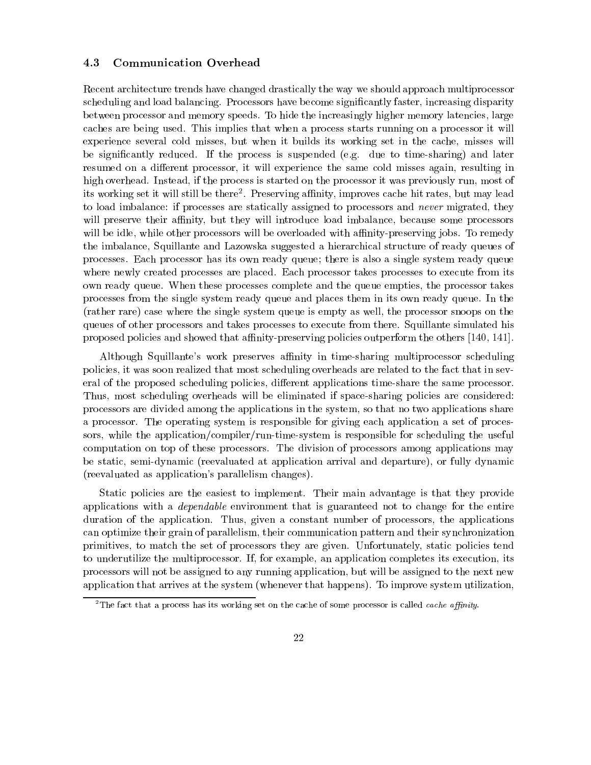### 4.3 Communication Overhead

Recent architecture trends have changed drastically the way we should approach multiprocessor scheduling and load balancing. Processors have become significantly faster, increasing disparity between processor and memory speeds. To hide the increasingly higher memory latencies, large caches are being used. This implies that when a process starts running on a processor it will experience several cold misses, but when it builds its working set in the cache, misses will be significantly reduced. If the process is suspended (e.g. due to time-sharing) and later resumed on a different processor, it will experience the same cold misses again, resulting in high overhead. Instead, if the process is started on the processor it was previously run, most of its working set it will still be there[2]. Preserving affinity, improves cache hit rates, but may lead to load imbalance: if processes are statically assigned to processors and *never* migrated, they will preserve their affinity, but they will introduce load imbalance, because some processors will be idle, while other processors will be overloaded with affinity-preserving jobs. To remedy the imbalance, Squillante and Lazowska suggested a hierarchical structure of ready queues of processes. Each processor has its own ready queue; there is also a single system ready queue where newly created processes are placed. Each processor takes processes to execute from its own ready queue. When these processes complete and the queue empties, the processor takes processes from the single system ready queue and places them in its own ready queue. In the (rather rare) case where the single system queue is empty as well, the processor snoops on the queues of other processors and takes processes to execute from there. Squillante simulated his proposed policies and showed that affinity-preserving policies outperform the others [140, 141].

Although Squillante's work preserves affinity in time-sharing multiprocessor scheduling policies, it was soon realized that most scheduling overheads are related to the fact that in several of the proposed scheduling policies, different applications time-share the same processor. Thus, most scheduling overheads will be eliminated if space-sharing policies are considered: processors are divided among the applications in the system, so that no two applications share a processor. The operating system is responsible for giving each application a set of processors, while the application/compiler/run-time-system is responsible for scheduling the useful computation on top of these processors. The division of processors among applications may be static, semi-dynamic (reevaluated at application arrival and departure), or fully dynamic (reevaluated as application's parallelism changes).

Static policies are the easiest to implement. Their main advantage is that they provide applications with a *dependable* environment that is guaranteed not to change for the entire duration of the application. Thus, given a constant number of processors, the applications can optimize their grain of parallelism, their communication pattern and their synchronization primitives, to match the set of processors they are given. Unfortunately, static policies tend to underutilize the multiprocessor. If, for example, an application completes its execution, its processors will not be assigned to any running application, but will be assigned to the next new application that arrives at the system (whenever that happens). To improve system utilization,

[2] The fact that a process has its working set on the cache of some processor is called *cache affinity*.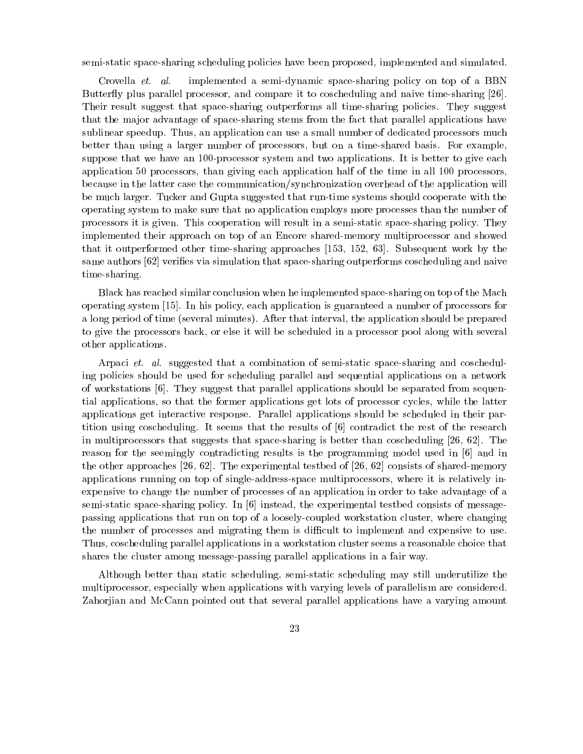semi-static space-sharing scheduling policies have been proposed, implemented and simulated.

Crovella *et. al.* implemented a semi-dynamic space-sharing policy on top of a BBN Butterfly plus parallel processor, and compare it to coscheduling and naive time-sharing [26]. Their result suggest that space-sharing outperforms all time-sharing policies. They suggest that the major advantage of space-sharing stems from the fact that parallel applications have sublinear speedup. Thus, an application can use a small number of dedicated processors much better than using a larger number of processors, but on a time-shared basis. For example, suppose that we have an 100-processor system and two applications. It is better to give each application 50 processors, than giving each application half of the time in all 100 processors, because in the latter case the communication/synchronization overhead of the application will be much larger. Tucker and Gupta suggested that run-time systems should cooperate with the operating system to make sure that no application employs more processes than the number of processors it is given. This cooperation will result in a semi-static space-sharing policy. They implemented their approach on top of an Encore shared-memory multiprocessor and showed that it outperformed other time-sharing approaches [153, 152, 63]. Subsequent work by the same authors [62] verifies via simulation that space-sharing outperforms coscheduling and naive time-sharing.

Black has reached similar conclusion when he implemented space-sharing on top of the Mach operating system [15]. In his policy, each application is guaranteed a number of processors for a long period of time (several minutes). After that interval, the application should be prepared to give the processors back, or else it will be scheduled in a processor pool along with several other applications.

Arpaci *et. al.* suggested that a combination of semi-static space-sharing and coscheduling policies should be used for scheduling parallel and sequential applications on a network of workstations [6]. They suggest that parallel applications should be separated from sequential applications, so that the former applications get lots of processor cycles, while the latter applications get interactive response. Parallel applications should be scheduled in their partition using coscheduling. It seems that the results of [6] contradict the rest of the research in multiprocessors that suggests that space-sharing is better than coscheduling [26, 62]. The reason for the seemingly contradicting results is the programming model used in [6] and in the other approaches [26, 62]. The experimental testbed of [26, 62] consists of shared-memory applications running on top of single-address-space multiprocessors, where it is relatively inexpensive to change the number of processes of an application in order to take advantage of a semi-static space-sharing policy. In [6] instead, the experimental testbed consists of message-passing applications that run on top of a loosely-coupled workstation cluster, where changing the number of processes and migrating them is difficult to implement and expensive to use. Thus, coscheduling parallel applications in a workstation cluster seems a reasonable choice that shares the cluster among message-passing parallel applications in a fair way.

Although better than static scheduling, semi-static scheduling may still underutilize the multiprocessor, especially when applications with varying levels of parallelism are considered. Zahorjian and McCann pointed out that several parallel applications have a varying amount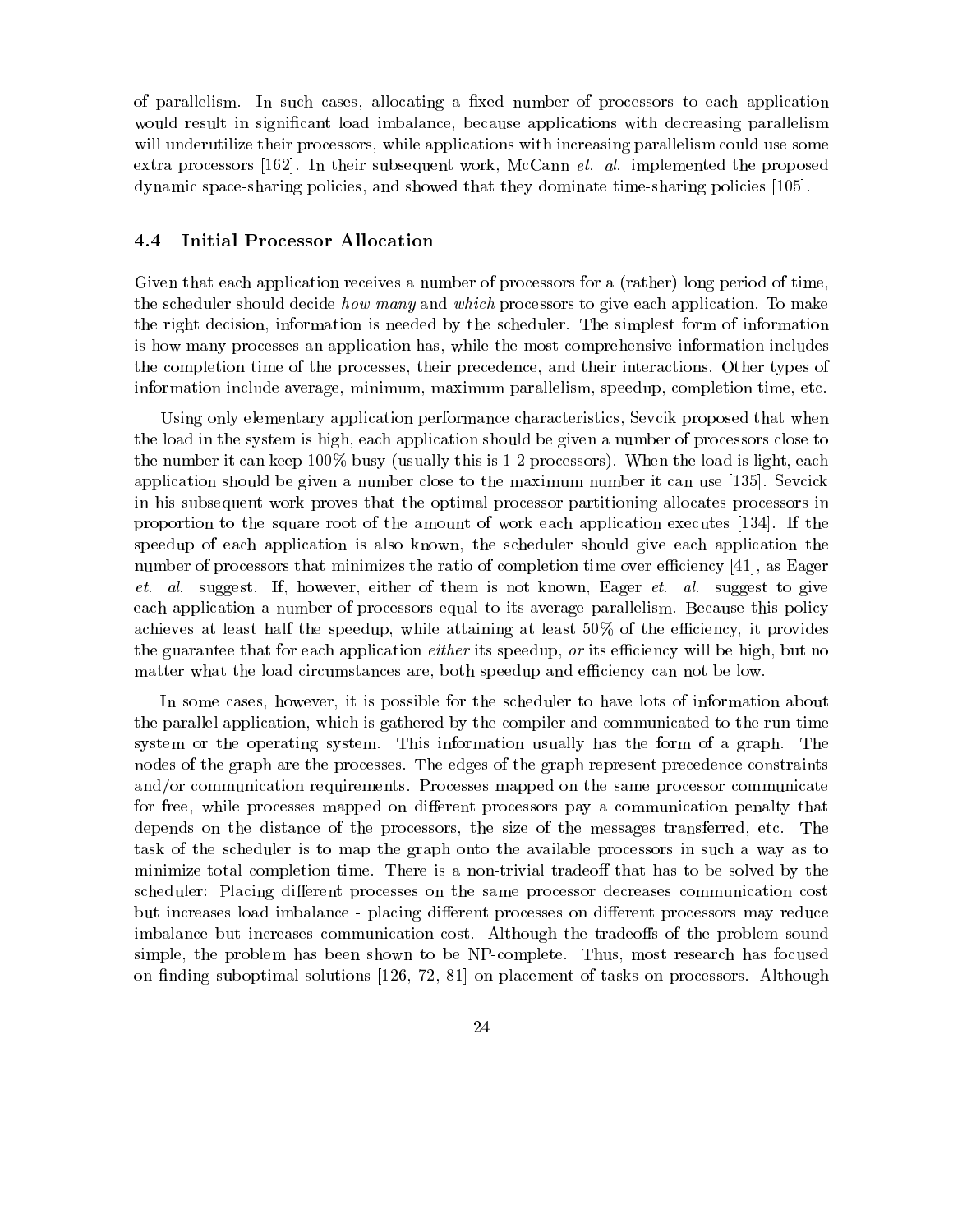of parallelism. In such cases, allocating a fixed number of processors to each application would result in significant load imbalance, because applications with decreasing parallelism will underutilize their processors, while applications with increasing parallelism could use some extra processors [162]. In their subsequent work, McCann *et. al.* implemented the proposed dynamic space-sharing policies, and showed that they dominate time-sharing policies [105].

## 4.4 Initial Processor Allocation

Given that each application receives a number of processors for a (rather) long period of time, the scheduler should decide *how many* and *which* processors to give each application. To make the right decision, information is needed by the scheduler. The simplest form of information is how many processes an application has, while the most comprehensive information includes the completion time of the processes, their precedence, and their interactions. Other types of information include average, minimum, maximum parallelism, speedup, completion time, etc.

Using only elementary application performance characteristics, Sevcik proposed that when the load in the system is high, each application should be given a number of processors close to the number it can keep 100% busy (usually this is 1-2 processors). When the load is light, each application should be given a number close to the maximum number it can use [135]. Sevcick in his subsequent work proves that the optimal processor partitioning allocates processors in proportion to the square root of the amount of work each application executes [134]. If the speedup of each application is also known, the scheduler should give each application the number of processors that minimizes the ratio of completion time over efficiency [41], as Eager *et. al.* suggest. If, however, either of them is not known, Eager *et. al.* suggest to give each application a number of processors equal to its average parallelism. Because this policy achieves at least half the speedup, while attaining at least 50% of the efficiency, it provides the guarantee that for each application *either* its speedup, *or* its efficiency will be high, but no matter what the load circumstances are, both speedup and efficiency can not be low.

In some cases, however, it is possible for the scheduler to have lots of information about the parallel application, which is gathered by the compiler and communicated to the run-time system or the operating system. This information usually has the form of a graph. The nodes of the graph are the processes. The edges of the graph represent precedence constraints and/or communication requirements. Processes mapped on the same processor communicate for free, while processes mapped on different processors pay a communication penalty that depends on the distance of the processors, the size of the messages transferred, etc. The task of the scheduler is to map the graph onto the available processors in such a way as to minimize total completion time. There is a non-trivial tradeoff that has to be solved by the scheduler: Placing different processes on the same processor decreases communication cost but increases load imbalance - placing different processes on different processors may reduce imbalance but increases communication cost. Although the tradeoffs of the problem sound simple, the problem has been shown to be NP-complete. Thus, most research has focused on finding suboptimal solutions [126, 72, 81] on placement of tasks on processors. Although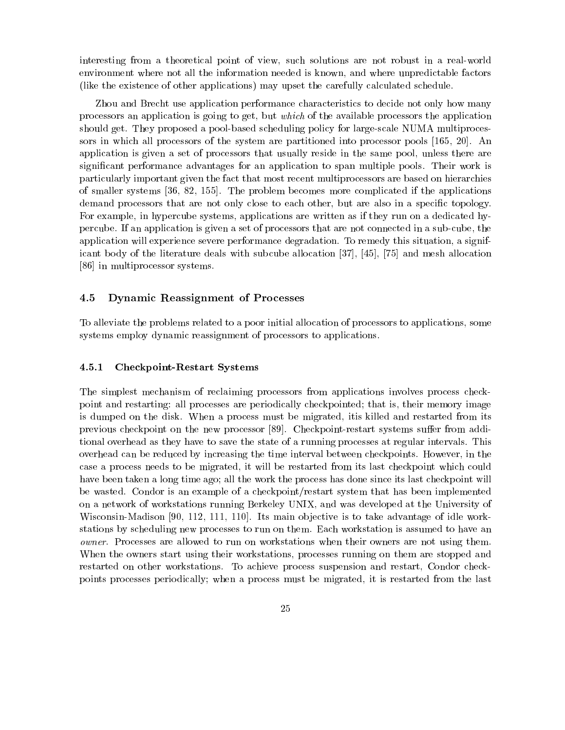interesting from a theoretical point of view, such solutions are not robust in a real-world environment where not all the information needed is known, and where unpredictable factors (like the existence of other applications) may upset the carefully calculated schedule.

Zhou and Brecht use application performance characteristics to decide not only how many processors an application is going to get, but *which* of the available processors the application should get. They proposed a pool-based scheduling policy for large-scale NUMA multiprocessors in which all processors of the system are partitioned into processor pools [165, 20]. An application is given a set of processors that usually reside in the same pool, unless there are significant performance advantages for an application to span multiple pools. Their work is particularly important given the fact that most recent multiprocessors are based on hierarchies of smaller systems [36, 82, 155]. The problem becomes more complicated if the applications demand processors that are not only close to each other, but are also in a specific topology. For example, in hypercube systems, applications are written as if they run on a dedicated hypercube. If an application is given a set of processors that are not connected in a sub-cube, the application will experience severe performance degradation. To remedy this situation, a significant body of the literature deals with subcube allocation [37], [45], [75] and mesh allocation [86] in multiprocessor systems.

## 4.5 Dynamic Reassignment of Processes

To alleviate the problems related to a poor initial allocation of processors to applications, some systems employ dynamic reassignment of processors to applications.

### 4.5.1 Checkpoint-Restart Systems

The simplest mechanism of reclaiming processors from applications involves process checkpoint and restarting: all processes are periodically checkpointed; that is, their memory image is dumped on the disk. When a process must be migrated, itis killed and restarted from its previous checkpoint on the new processor [89]. Checkpoint-restart systems suffer from additional overhead as they have to save the state of a running processes at regular intervals. This overhead can be reduced by increasing the time interval between checkpoints. However, in the case a process needs to be migrated, it will be restarted from its last checkpoint which could have been taken a long time ago; all the work the process has done since its last checkpoint will be wasted. Condor is an example of a checkpoint/restart system that has been implemented on a network of workstations running Berkeley UNIX, and was developed at the University of Wisconsin-Madison [90, 112, 111, 110]. Its main objective is to take advantage of idle workstations by scheduling new processes to run on them. Each workstation is assumed to have an *owner*. Processes are allowed to run on workstations when their owners are not using them. When the owners start using their workstations, processes running on them are stopped and restarted on other workstations. To achieve process suspension and restart, Condor checkpoints processes periodically; when a process must be migrated, it is restarted from the last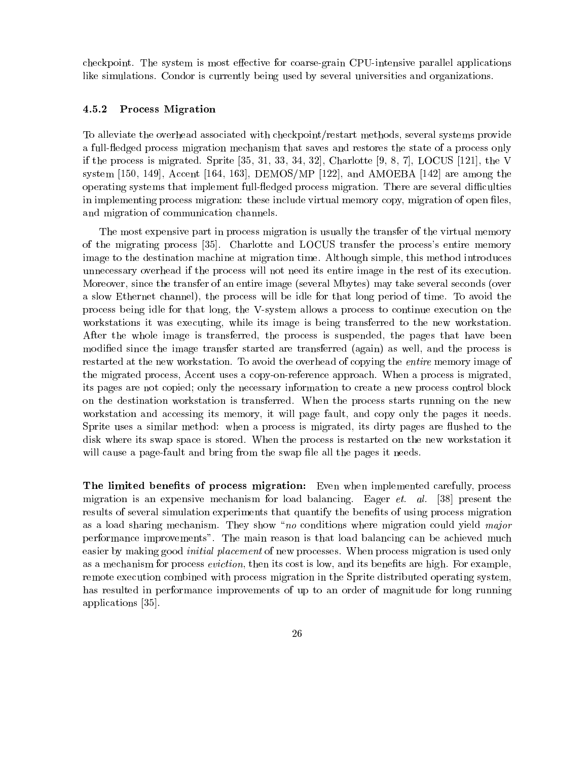checkpoint. The system is most effective for coarse-grain CPU-intensive parallel applications like simulations. Condor is currently being used by several universities and organizations.

### 4.5.2 Process Migration

To alleviate the overhead associated with checkpoint/restart methods, several systems provide a full-fledged process migration mechanism that saves and restores the state of a process only if the process is migrated. Sprite [35, 31, 33, 34, 32], Charlotte [9, 8, 7], LOCUS [121], the V system [150, 149], Accent [164, 163], DEMOS/MP [122], and AMOEBA [142] are among the operating systems that implement full-fledged process migration. There are several difficulties in implementing process migration: these include virtual memory copy, migration of open files, and migration of communication channels.

The most expensive part in process migration is usually the transfer of the virtual memory of the migrating process [35]. Charlotte and LOCUS transfer the process's entire memory image to the destination machine at migration time. Although simple, this method introduces unnecessary overhead if the process will not need its entire image in the rest of its execution. Moreover, since the transfer of an entire image (several Mbytes) may take several seconds (over a slow Ethernet channel), the process will be idle for that long period of time. To avoid the process being idle for that long, the V-system allows a process to continue execution on the workstations it was executing, while its image is being transferred to the new workstation. After the whole image is transferred, the process is suspended, the pages that have been modified since the image transfer started are transferred (again) as well, and the process is restarted at the new workstation. To avoid the overhead of copying the *entire* memory image of the migrated process, Accent uses a copy-on-reference approach. When a process is migrated, its pages are not copied; only the necessary information to create a new process control block on the destination workstation is transferred. When the process starts running on the new workstation and accessing its memory, it will page fault, and copy only the pages it needs. Sprite uses a similar method: when a process is migrated, its dirty pages are flushed to the disk where its swap space is stored. When the process is restarted on the new workstation it will cause a page-fault and bring from the swap file all the pages it needs.

**The limited benefits of process migration:** Even when implemented carefully, process migration is an expensive mechanism for load balancing. Eager *et. al.* [38] present the results of several simulation experiments that quantify the benefits of using process migration as a load sharing mechanism. They show "*no* conditions where migration could yield *major* performance improvements". The main reason is that load balancing can be achieved much easier by making good *initial placement* of new processes. When process migration is used only as a mechanism for process *eviction*, then its cost is low, and its benefits are high. For example, remote execution combined with process migration in the Sprite distributed operating system, has resulted in performance improvements of up to an order of magnitude for long running applications [35].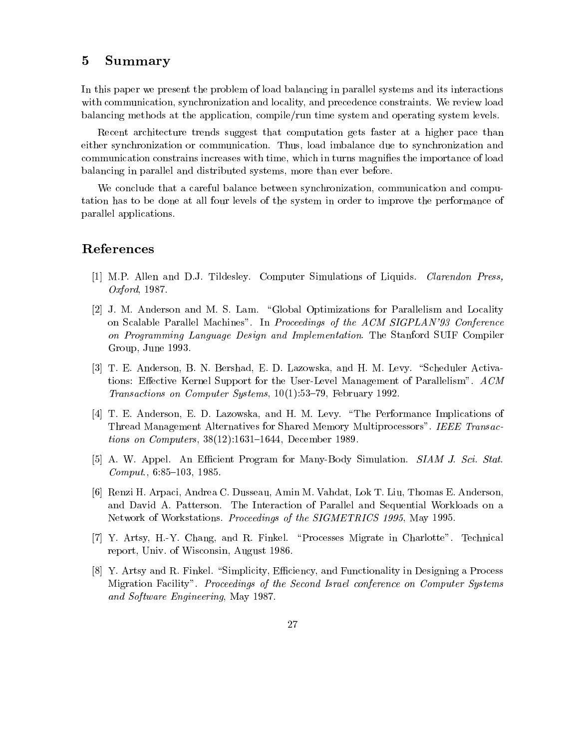## 5 Summary

In this paper we present the problem of load balancing in parallel systems and its interactions with communication, synchronization and locality, and precedence constraints. We review load balancing methods at the application, compile/run time system and operating system levels.

Recent architecture trends suggest that computation gets faster at a higher pace than either synchronization or communication. Thus, load imbalance due to synchronization and communication constrains increases with time, which in turns magnifies the importance of load balancing in parallel and distributed systems, more than ever before.

We conclude that a careful balance between synchronization, communication and computation has to be done at all four levels of the system in order to improve the performance of parallel applications.

## References

[1] M.P. Allen and D.J. Tildesley. Computer Simulations of Liquids. *Clarendon Press, Oxford*, 1987.

[2] J. M. Anderson and M. S. Lam. "Global Optimizations for Parallelism and Locality on Scalable Parallel Machines". In *Proceedings of the ACM SIGPLAN'93 Conference on Programming Language Design and Implementation*. The Stanford SUIF Compiler Group, June 1993.

[3] T. E. Anderson, B. N. Bershad, E. D. Lazowska, and H. M. Levy. "Scheduler Activations: Effective Kernel Support for the User-Level Management of Parallelism". *ACM Transactions on Computer Systems*, 10(1):53–79, February 1992.

[4] T. E. Anderson, E. D. Lazowska, and H. M. Levy. "The Performance Implications of Thread Management Alternatives for Shared Memory Multiprocessors". *IEEE Transactions on Computers*, 38(12):1631–1644, December 1989.

[5] A. W. Appel. An Efficient Program for Many-Body Simulation. *SIAM J. Sci. Stat. Comput.*, 6:85–103, 1985.

[6] Renzi H. Arpaci, Andrea C. Dusseau, Amin M. Vahdat, Lok T. Liu, Thomas E. Anderson, and David A. Patterson. The Interaction of Parallel and Sequential Workloads on a Network of Workstations. *Proceedings of the SIGMETRICS 1995*, May 1995.

[7] Y. Artsy, H.-Y. Chang, and R. Finkel. "Processes Migrate in Charlotte". Technical report, Univ. of Wisconsin, August 1986.

[8] Y. Artsy and R. Finkel. "Simplicity, Efficiency, and Functionality in Designing a Process Migration Facility". *Proceedings of the Second Israel conference on Computer Systems and Software Engineering*, May 1987.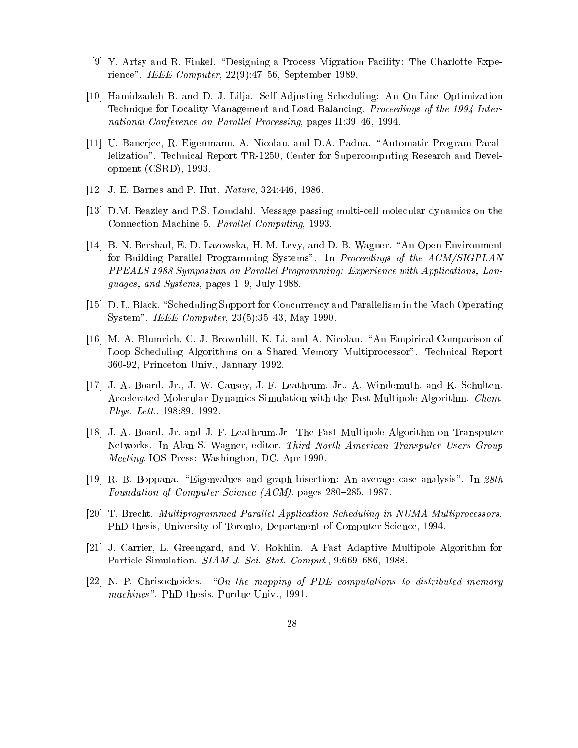[9] Y. Artsy and R. Finkel. "Designing a Process Migration Facility: The Charlotte Experience". *IEEE Computer*, 22(9):47–56, September 1989.

[10] Hamidzadeh B. and D. J. Lilja. Self-Adjusting Scheduling: An On-Line Optimization Technique for Locality Management and Load Balancing. *Proceedings of the 1994 International Conference on Parallel Processing*, pages II:39–46, 1994.

[11] U. Banerjee, R. Eigenmann, A. Nicolau, and D.A. Padua. "Automatic Program Parallelization". Technical Report TR-1250, Center for Supercomputing Research and Development (CSRD), 1993.

[12] J. E. Barnes and P. Hut. *Nature*, 324:446, 1986.

[13] D.M. Beazley and P.S. Lomdahl. Message passing multi-cell molecular dynamics on the Connection Machine 5. *Parallel Computing*, 1993.

[14] B. N. Bershad, E. D. Lazowska, H. M. Levy, and D. B. Wagner. "An Open Environment for Building Parallel Programming Systems". In *Proceedings of the ACM/SIGPLAN PPEALS 1988 Symposium on Parallel Programming: Experience with Applications, Languages, and Systems*, pages 1–9, July 1988.

[15] D. L. Black. "Scheduling Support for Concurrency and Parallelism in the Mach Operating System". *IEEE Computer*, 23(5):35–43, May 1990.

[16] M. A. Blumrich, C. J. Brownhill, K. Li, and A. Nicolau. "An Empirical Comparison of Loop Scheduling Algorithms on a Shared Memory Multiprocessor". Technical Report 360-92, Princeton Univ., January 1992.

[17] J. A. Board, Jr., J. W. Causey, J. F. Leathrum, Jr., A. Windemuth, and K. Schulten. Accelerated Molecular Dynamics Simulation with the Fast Multipole Algorithm. *Chem. Phys. Lett.*, 198:89, 1992.

[18] J. A. Board, Jr. and J. F. Leathrum,Jr. The Fast Multipole Algorithm on Transputer Networks. In Alan S. Wagner, editor, *Third North American Transputer Users Group Meeting*. IOS Press: Washington, DC, Apr 1990.

[19] R. B. Boppana. "Eigenvalues and graph bisection: An average case analysis". In *28th Foundation of Computer Science (ACM)*, pages 280–285, 1987.

[20] T. Brecht. *Multiprogrammed Parallel Application Scheduling in NUMA Multiprocessors*. PhD thesis, University of Toronto, Department of Computer Science, 1994.

[21] J. Carrier, L. Greengard, and V. Rokhlin. A Fast Adaptive Multipole Algorithm for Particle Simulation. *SIAM J. Sci. Stat. Comput.*, 9:669–686, 1988.

[22] N. P. Chrisochoides. *"On the mapping of PDE computations to distributed memory machines"*. PhD thesis, Purdue Univ., 1991.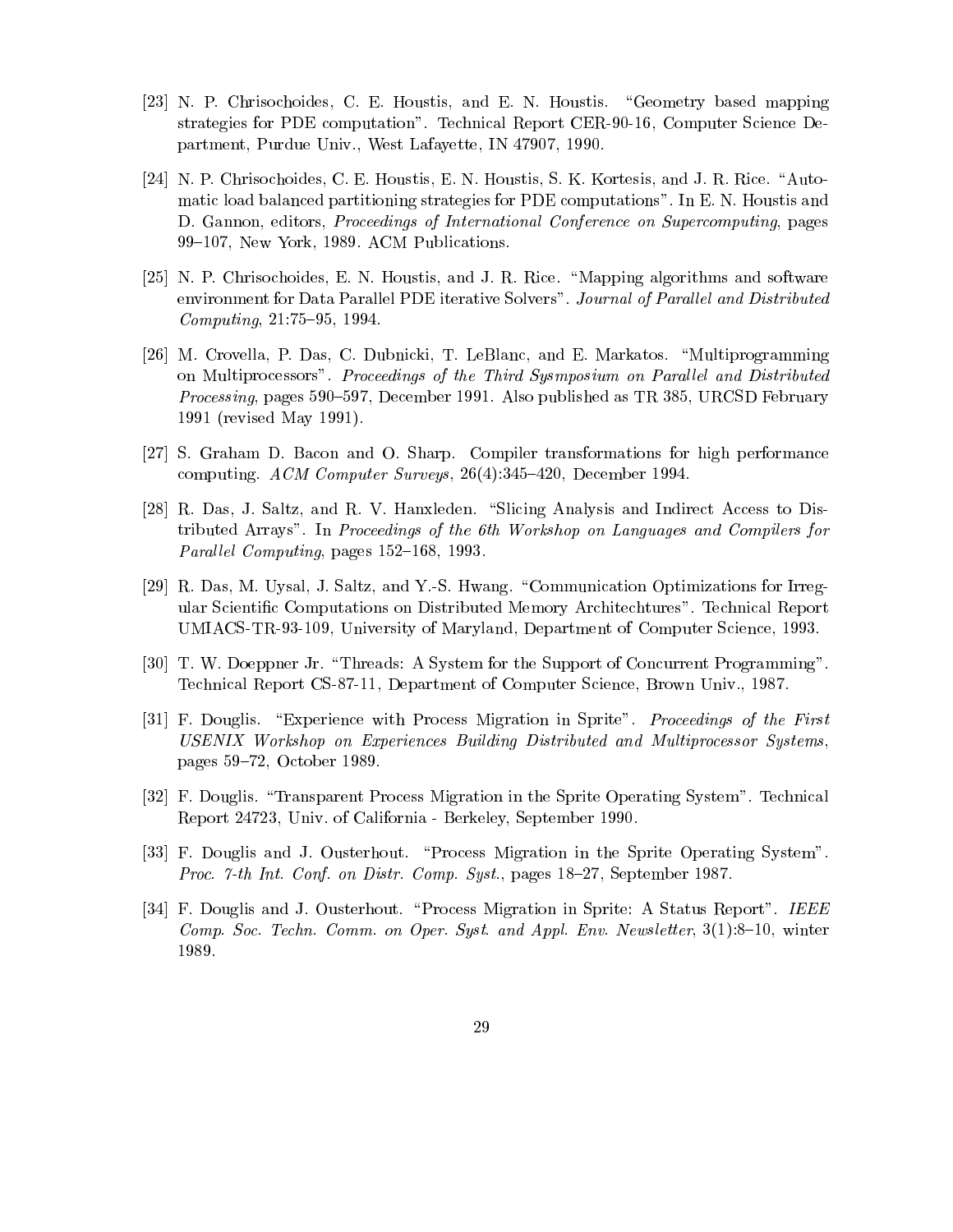[23] N. P. Chrisochoides, C. E. Houstis, and E. N. Houstis. "Geometry based mapping strategies for PDE computation". Technical Report CER-90-16, Computer Science Department, Purdue Univ., West Lafayette, IN 47907, 1990.

[24] N. P. Chrisochoides, C. E. Houstis, E. N. Houstis, S. K. Kortesis, and J. R. Rice. "Automatic load balanced partitioning strategies for PDE computations". In E. N. Houstis and D. Gannon, editors, *Proceedings of International Conference on Supercomputing*, pages 99–107, New York, 1989. ACM Publications.

[25] N. P. Chrisochoides, E. N. Houstis, and J. R. Rice. "Mapping algorithms and software environment for Data Parallel PDE iterative Solvers". *Journal of Parallel and Distributed Computing*, 21:75–95, 1994.

[26] M. Crovella, P. Das, C. Dubnicki, T. LeBlanc, and E. Markatos. "Multiprogramming on Multiprocessors". *Proceedings of the Third Sysmposium on Parallel and Distributed Processing*, pages 590–597, December 1991. Also published as TR 385, URCSD February 1991 (revised May 1991).

[27] S. Graham D. Bacon and O. Sharp. Compiler transformations for high performance computing. *ACM Computer Surveys*, 26(4):345–420, December 1994.

[28] R. Das, J. Saltz, and R. V. Hanxleden. "Slicing Analysis and Indirect Access to Distributed Arrays". In *Proceedings of the 6th Workshop on Languages and Compilers for Parallel Computing*, pages 152–168, 1993.

[29] R. Das, M. Uysal, J. Saltz, and Y.-S. Hwang. "Communication Optimizations for Irregular Scientific Computations on Distributed Memory Architechtures". Technical Report UMIACS-TR-93-109, University of Maryland, Department of Computer Science, 1993.

[30] T. W. Doeppner Jr. "Threads: A System for the Support of Concurrent Programming". Technical Report CS-87-11, Department of Computer Science, Brown Univ., 1987.

[31] F. Douglis. "Experience with Process Migration in Sprite". *Proceedings of the First USENIX Workshop on Experiences Building Distributed and Multiprocessor Systems*, pages 59–72, October 1989.

[32] F. Douglis. "Transparent Process Migration in the Sprite Operating System". Technical Report 24723, Univ. of California - Berkeley, September 1990.

[33] F. Douglis and J. Ousterhout. "Process Migration in the Sprite Operating System". *Proc. 7-th Int. Conf. on Distr. Comp. Syst.*, pages 18–27, September 1987.

[34] F. Douglis and J. Ousterhout. "Process Migration in Sprite: A Status Report". *IEEE Comp. Soc. Techn. Comm. on Oper. Syst. and Appl. Env. Newsletter*, 3(1):8–10, winter 1989.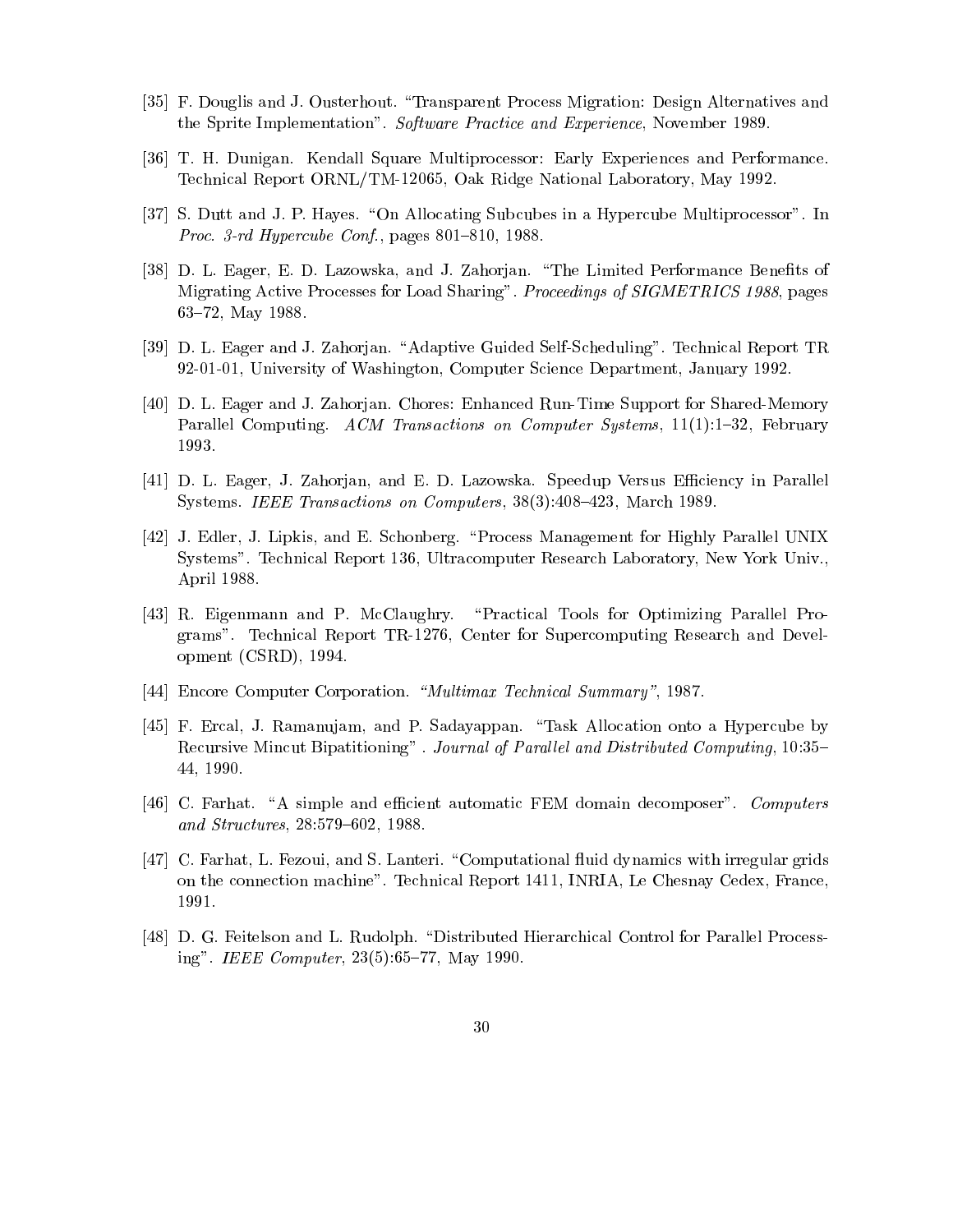[35] F. Douglis and J. Ousterhout. "Transparent Process Migration: Design Alternatives and the Sprite Implementation". *Software Practice and Experience*, November 1989.

[36] T. H. Dunigan. Kendall Square Multiprocessor: Early Experiences and Performance. Technical Report ORNL/TM-12065, Oak Ridge National Laboratory, May 1992.

[37] S. Dutt and J. P. Hayes. "On Allocating Subcubes in a Hypercube Multiprocessor". In *Proc. 3-rd Hypercube Conf.*, pages 801–810, 1988.

[38] D. L. Eager, E. D. Lazowska, and J. Zahorjan. "The Limited Performance Benefits of Migrating Active Processes for Load Sharing". *Proceedings of SIGMETRICS 1988*, pages 63–72, May 1988.

[39] D. L. Eager and J. Zahorjan. "Adaptive Guided Self-Scheduling". Technical Report TR 92-01-01, University of Washington, Computer Science Department, January 1992.

[40] D. L. Eager and J. Zahorjan. Chores: Enhanced Run-Time Support for Shared-Memory Parallel Computing. *ACM Transactions on Computer Systems*, 11(1):1–32, February 1993.

[41] D. L. Eager, J. Zahorjan, and E. D. Lazowska. Speedup Versus Efficiency in Parallel Systems. *IEEE Transactions on Computers*, 38(3):408–423, March 1989.

[42] J. Edler, J. Lipkis, and E. Schonberg. "Process Management for Highly Parallel UNIX Systems". Technical Report 136, Ultracomputer Research Laboratory, New York Univ., April 1988.

[43] R. Eigenmann and P. McClaughry. "Practical Tools for Optimizing Parallel Programs". Technical Report TR-1276, Center for Supercomputing Research and Development (CSRD), 1994.

[44] Encore Computer Corporation. *"Multimax Technical Summary"*, 1987.

[45] F. Ercal, J. Ramanujam, and P. Sadayappan. "Task Allocation onto a Hypercube by Recursive Mincut Bipatitioning" . *Journal of Parallel and Distributed Computing*, 10:35–44, 1990.

[46] C. Farhat. "A simple and efficient automatic FEM domain decomposer". *Computers and Structures*, 28:579–602, 1988.

[47] C. Farhat, L. Fezoui, and S. Lanteri. "Computational fluid dynamics with irregular grids on the connection machine". Technical Report 1411, INRIA, Le Chesnay Cedex, France, 1991.

[48] D. G. Feitelson and L. Rudolph. "Distributed Hierarchical Control for Parallel Processing". *IEEE Computer*, 23(5):65–77, May 1990.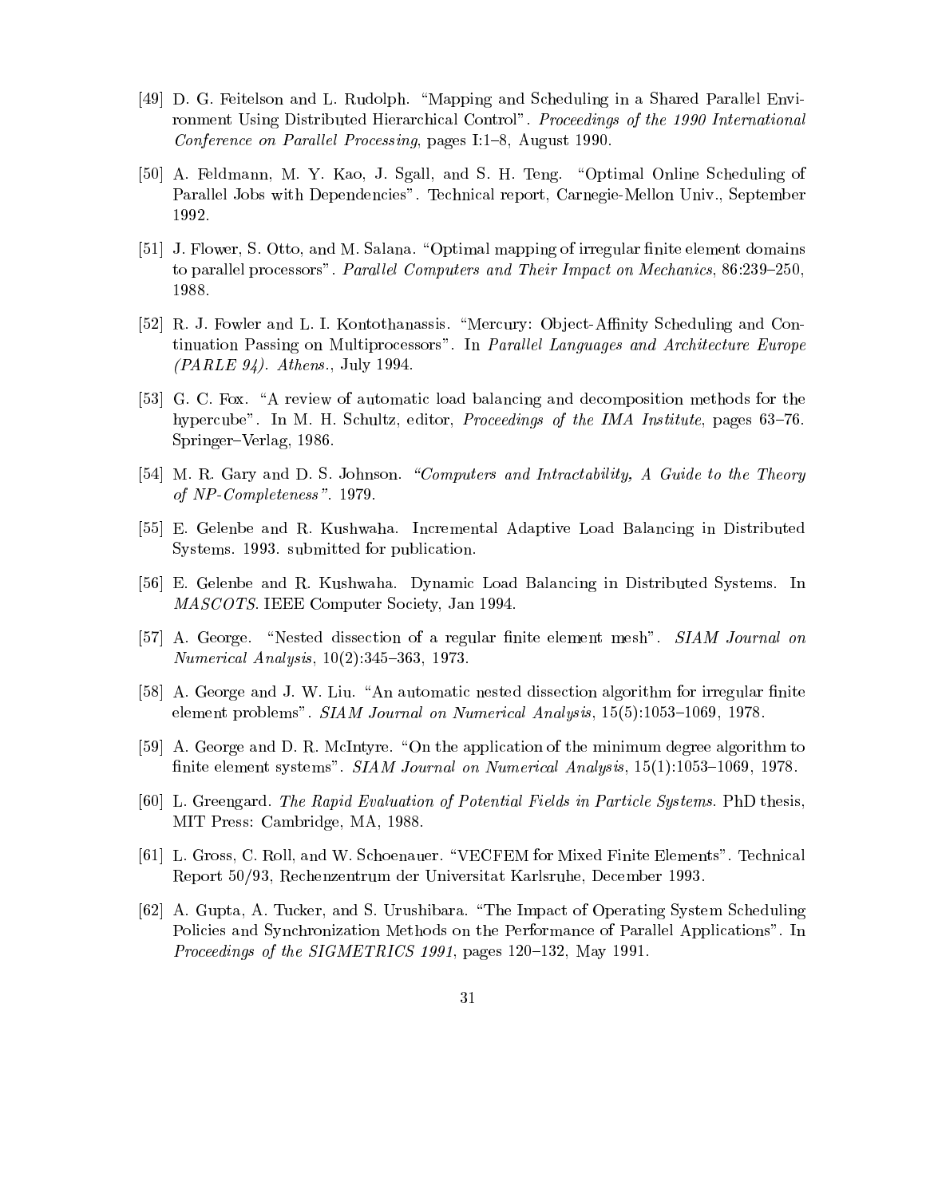[49] D. G. Feitelson and L. Rudolph. "Mapping and Scheduling in a Shared Parallel Environment Using Distributed Hierarchical Control". *Proceedings of the 1990 International Conference on Parallel Processing*, pages I:1–8, August 1990.

[50] A. Feldmann, M. Y. Kao, J. Sgall, and S. H. Teng. "Optimal Online Scheduling of Parallel Jobs with Dependencies". Technical report, Carnegie-Mellon Univ., September 1992.

[51] J. Flower, S. Otto, and M. Salana. "Optimal mapping of irregular finite element domains to parallel processors". *Parallel Computers and Their Impact on Mechanics*, 86:239–250, 1988.

[52] R. J. Fowler and L. I. Kontothanassis. "Mercury: Object-Affinity Scheduling and Continuation Passing on Multiprocessors". In *Parallel Languages and Architecture Europe (PARLE 94). Athens.*, July 1994.

[53] G. C. Fox. "A review of automatic load balancing and decomposition methods for the hypercube". In M. H. Schultz, editor, *Proceedings of the IMA Institute*, pages 63–76. Springer–Verlag, 1986.

[54] M. R. Gary and D. S. Johnson. *"Computers and Intractability, A Guide to the Theory of NP-Completeness"*. 1979.

[55] E. Gelenbe and R. Kushwaha. Incremental Adaptive Load Balancing in Distributed Systems. 1993. submitted for publication.

[56] E. Gelenbe and R. Kushwaha. Dynamic Load Balancing in Distributed Systems. In *MASCOTS*. IEEE Computer Society, Jan 1994.

[57] A. George. "Nested dissection of a regular finite element mesh". *SIAM Journal on Numerical Analysis*, 10(2):345–363, 1973.

[58] A. George and J. W. Liu. "An automatic nested dissection algorithm for irregular finite element problems". *SIAM Journal on Numerical Analysis*, 15(5):1053–1069, 1978.

[59] A. George and D. R. McIntyre. "On the application of the minimum degree algorithm to finite element systems". *SIAM Journal on Numerical Analysis*, 15(1):1053–1069, 1978.

[60] L. Greengard. *The Rapid Evaluation of Potential Fields in Particle Systems.* PhD thesis, MIT Press: Cambridge, MA, 1988.

[61] L. Gross, C. Roll, and W. Schoenauer. "VECFEM for Mixed Finite Elements". Technical Report 50/93, Rechenzentrum der Universitat Karlsruhe, December 1993.

[62] A. Gupta, A. Tucker, and S. Urushibara. "The Impact of Operating System Scheduling Policies and Synchronization Methods on the Performance of Parallel Applications". In *Proceedings of the SIGMETRICS 1991*, pages 120–132, May 1991.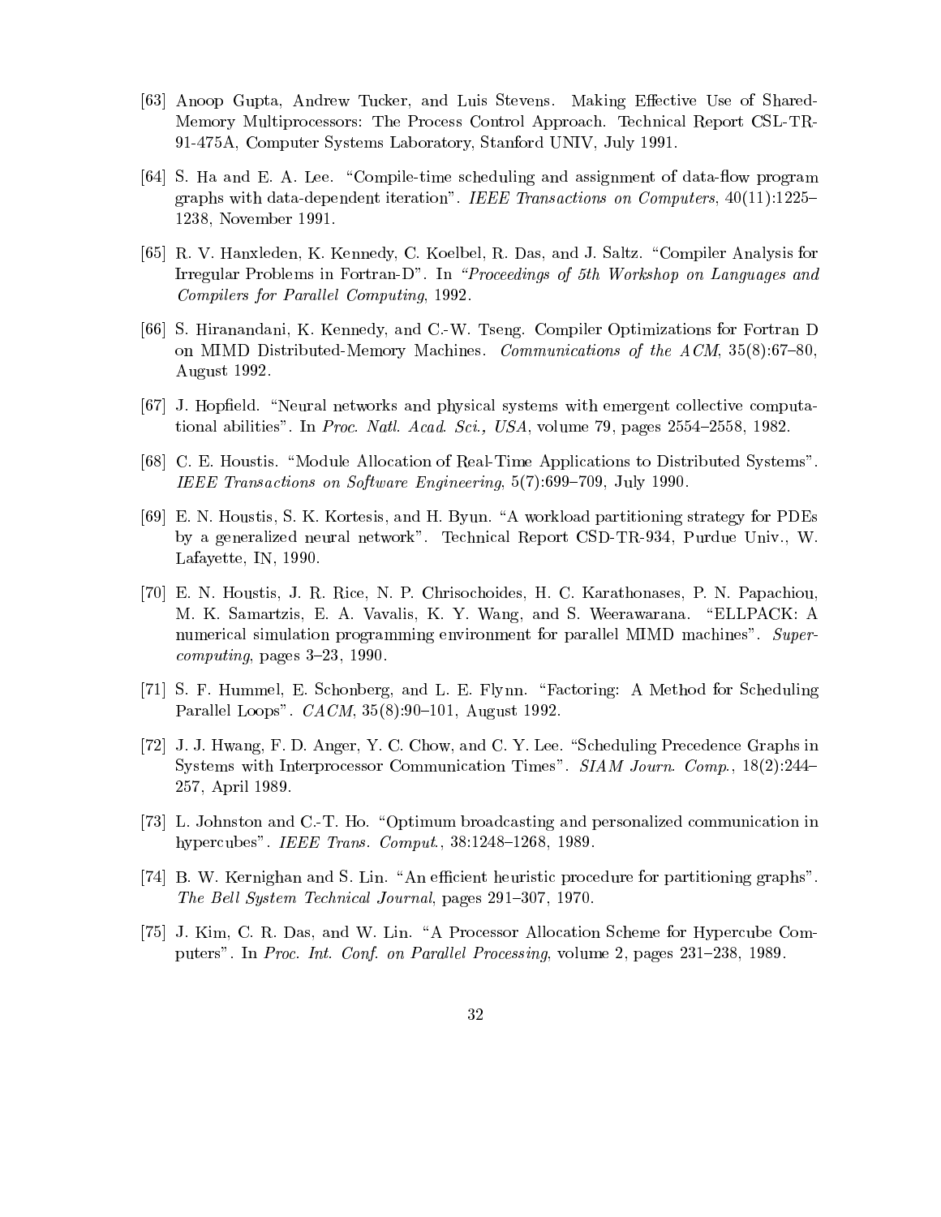[63] Anoop Gupta, Andrew Tucker, and Luis Stevens. Making Effective Use of Shared-Memory Multiprocessors: The Process Control Approach. Technical Report CSL-TR-91-475A, Computer Systems Laboratory, Stanford UNIV, July 1991.

[64] S. Ha and E. A. Lee. "Compile-time scheduling and assignment of data-flow program graphs with data-dependent iteration". *IEEE Transactions on Computers*, 40(11):1225–1238, November 1991.

[65] R. V. Hanxleden, K. Kennedy, C. Koelbel, R. Das, and J. Saltz. "Compiler Analysis for Irregular Problems in Fortran-D". In *"Proceedings of 5th Workshop on Languages and Compilers for Parallel Computing*, 1992.

[66] S. Hiranandani, K. Kennedy, and C.-W. Tseng. Compiler Optimizations for Fortran D on MIMD Distributed-Memory Machines. *Communications of the ACM*, 35(8):67–80, August 1992.

[67] J. Hopfield. "Neural networks and physical systems with emergent collective computational abilities". In *Proc. Natl. Acad. Sci., USA*, volume 79, pages 2554–2558, 1982.

[68] C. E. Houstis. "Module Allocation of Real-Time Applications to Distributed Systems". *IEEE Transactions on Software Engineering*, 5(7):699–709, July 1990.

[69] E. N. Houstis, S. K. Kortesis, and H. Byun. "A workload partitioning strategy for PDEs by a generalized neural network". Technical Report CSD-TR-934, Purdue Univ., W. Lafayette, IN, 1990.

[70] E. N. Houstis, J. R. Rice, N. P. Chrisochoides, H. C. Karathonases, P. N. Papachiou, M. K. Samartzis, E. A. Vavalis, K. Y. Wang, and S. Weerawarana. "ELLPACK: A numerical simulation programming environment for parallel MIMD machines". *Supercomputing*, pages 3–23, 1990.

[71] S. F. Hummel, E. Schonberg, and L. E. Flynn. "Factoring: A Method for Scheduling Parallel Loops". *CACM*, 35(8):90–101, August 1992.

[72] J. J. Hwang, F. D. Anger, Y. C. Chow, and C. Y. Lee. "Scheduling Precedence Graphs in Systems with Interprocessor Communication Times". *SIAM Journ. Comp.*, 18(2):244–257, April 1989.

[73] L. Johnston and C.-T. Ho. "Optimum broadcasting and personalized communication in hypercubes". *IEEE Trans. Comput.*, 38:1248–1268, 1989.

[74] B. W. Kernighan and S. Lin. "An efficient heuristic procedure for partitioning graphs". *The Bell System Technical Journal*, pages 291–307, 1970.

[75] J. Kim, C. R. Das, and W. Lin. "A Processor Allocation Scheme for Hypercube Computers". In *Proc. Int. Conf. on Parallel Processing*, volume 2, pages 231–238, 1989.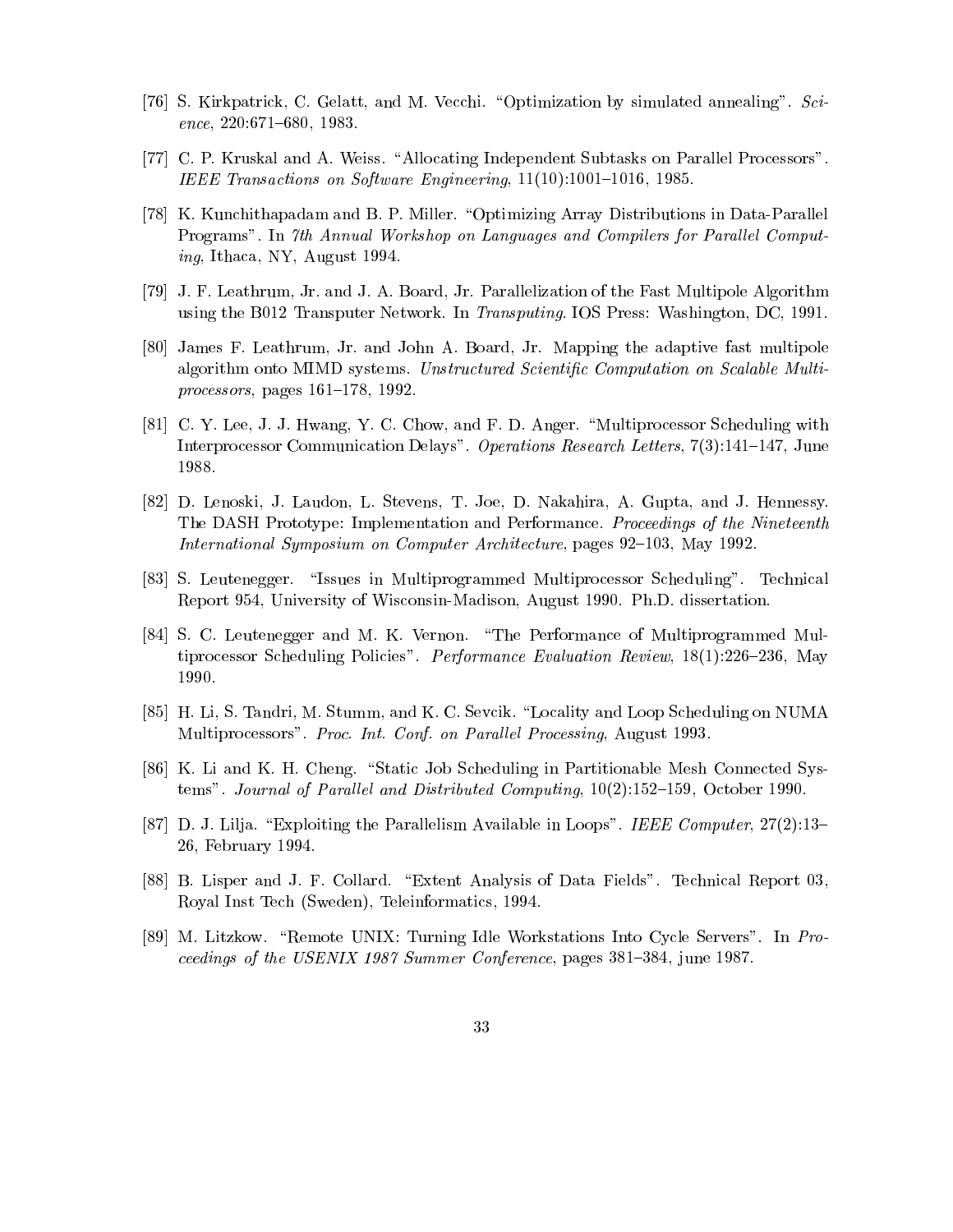[76] S. Kirkpatrick, C. Gelatt, and M. Vecchi. "Optimization by simulated annealing". *Science*, 220:671–680, 1983.

[77] C. P. Kruskal and A. Weiss. "Allocating Independent Subtasks on Parallel Processors". *IEEE Transactions on Software Engineering*, 11(10):1001–1016, 1985.

[78] K. Kunchithapadam and B. P. Miller. "Optimizing Array Distributions in Data-Parallel Programs". In *7th Annual Workshop on Languages and Compilers for Parallel Computing*, Ithaca, NY, August 1994.

[79] J. F. Leathrum, Jr. and J. A. Board, Jr. Parallelization of the Fast Multipole Algorithm using the B012 Transputer Network. In *Transputing*. IOS Press: Washington, DC, 1991.

[80] James F. Leathrum, Jr. and John A. Board, Jr. Mapping the adaptive fast multipole algorithm onto MIMD systems. *Unstructured Scientific Computation on Scalable Multiprocessors*, pages 161–178, 1992.

[81] C. Y. Lee, J. J. Hwang, Y. C. Chow, and F. D. Anger. "Multiprocessor Scheduling with Interprocessor Communication Delays". *Operations Research Letters*, 7(3):141–147, June 1988.

[82] D. Lenoski, J. Laudon, L. Stevens, T. Joe, D. Nakahira, A. Gupta, and J. Hennessy. The DASH Prototype: Implementation and Performance. *Proceedings of the Nineteenth International Symposium on Computer Architecture*, pages 92–103, May 1992.

[83] S. Leutenegger. "Issues in Multiprogrammed Multiprocessor Scheduling". Technical Report 954, University of Wisconsin-Madison, August 1990. Ph.D. dissertation.

[84] S. C. Leutenegger and M. K. Vernon. "The Performance of Multiprogrammed Multiprocessor Scheduling Policies". *Performance Evaluation Review*, 18(1):226–236, May 1990.

[85] H. Li, S. Tandri, M. Stumm, and K. C. Sevcik. "Locality and Loop Scheduling on NUMA Multiprocessors". *Proc. Int. Conf. on Parallel Processing*, August 1993.

[86] K. Li and K. H. Cheng. "Static Job Scheduling in Partitionable Mesh Connected Systems". *Journal of Parallel and Distributed Computing*, 10(2):152–159, October 1990.

[87] D. J. Lilja. "Exploiting the Parallelism Available in Loops". *IEEE Computer*, 27(2):13–26, February 1994.

[88] B. Lisper and J. F. Collard. "Extent Analysis of Data Fields". Technical Report 03, Royal Inst Tech (Sweden), Teleinformatics, 1994.

[89] M. Litzkow. "Remote UNIX: Turning Idle Workstations Into Cycle Servers". In *Proceedings of the USENIX 1987 Summer Conference*, pages 381–384, june 1987.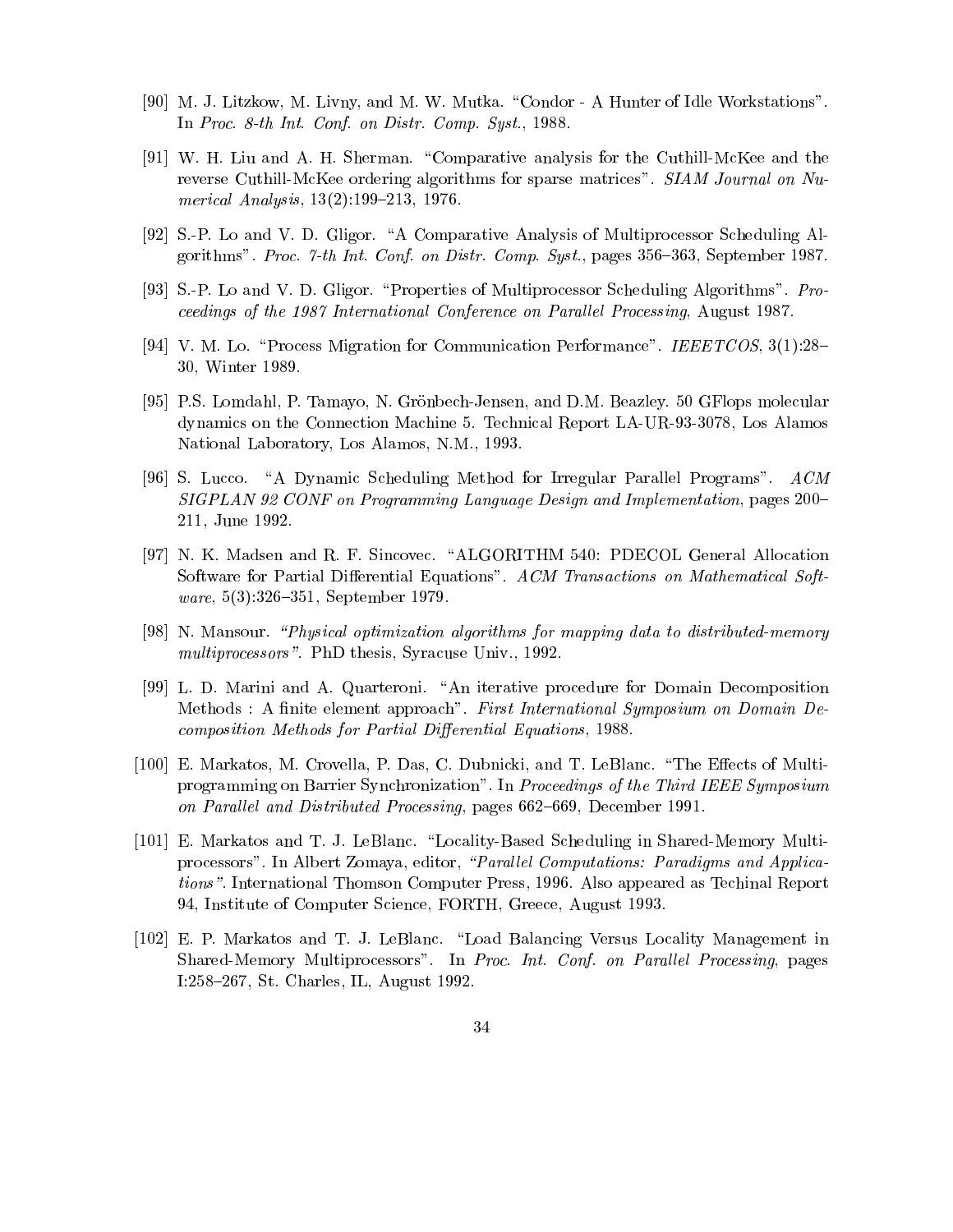[90] M. J. Litzkow, M. Livny, and M. W. Mutka. "Condor - A Hunter of Idle Workstations". In *Proc. 8-th Int. Conf. on Distr. Comp. Syst.*, 1988.

[91] W. H. Liu and A. H. Sherman. "Comparative analysis for the Cuthill-McKee and the reverse Cuthill-McKee ordering algorithms for sparse matrices". *SIAM Journal on Numerical Analysis*, 13(2):199–213, 1976.

[92] S.-P. Lo and V. D. Gligor. "A Comparative Analysis of Multiprocessor Scheduling Algorithms". *Proc. 7-th Int. Conf. on Distr. Comp. Syst.*, pages 356–363, September 1987.

[93] S.-P. Lo and V. D. Gligor. "Properties of Multiprocessor Scheduling Algorithms". *Proceedings of the 1987 International Conference on Parallel Processing*, August 1987.

[94] V. M. Lo. "Process Migration for Communication Performance". *IEEETCOS*, 3(1):28–30, Winter 1989.

[95] P.S. Lomdahl, P. Tamayo, N. Grönbech-Jensen, and D.M. Beazley. 50 GFlops molecular dynamics on the Connection Machine 5. Technical Report LA-UR-93-3078, Los Alamos National Laboratory, Los Alamos, N.M., 1993.

[96] S. Lucco. "A Dynamic Scheduling Method for Irregular Parallel Programs". *ACM SIGPLAN 92 CONF on Programming Language Design and Implementation*, pages 200–211, June 1992.

[97] N. K. Madsen and R. F. Sincovec. "ALGORITHM 540: PDECOL General Allocation Software for Partial Differential Equations". *ACM Transactions on Mathematical Software*, 5(3):326–351, September 1979.

[98] N. Mansour. *"Physical optimization algorithms for mapping data to distributed-memory multiprocessors"*. PhD thesis, Syracuse Univ., 1992.

[99] L. D. Marini and A. Quarteroni. "An iterative procedure for Domain Decomposition Methods : A finite element approach". *First International Symposium on Domain Decomposition Methods for Partial Differential Equations*, 1988.

[100] E. Markatos, M. Crovella, P. Das, C. Dubnicki, and T. LeBlanc. "The Effects of Multiprogramming on Barrier Synchronization". In *Proceedings of the Third IEEE Symposium on Parallel and Distributed Processing*, pages 662–669, December 1991.

[101] E. Markatos and T. J. LeBlanc. "Locality-Based Scheduling in Shared-Memory Multiprocessors". In Albert Zomaya, editor, *"Parallel Computations: Paradigms and Applications"*. International Thomson Computer Press, 1996. Also appeared as Techinal Report 94, Institute of Computer Science, FORTH, Greece, August 1993.

[102] E. P. Markatos and T. J. LeBlanc. "Load Balancing Versus Locality Management in Shared-Memory Multiprocessors". In *Proc. Int. Conf. on Parallel Processing*, pages I:258–267, St. Charles, IL, August 1992.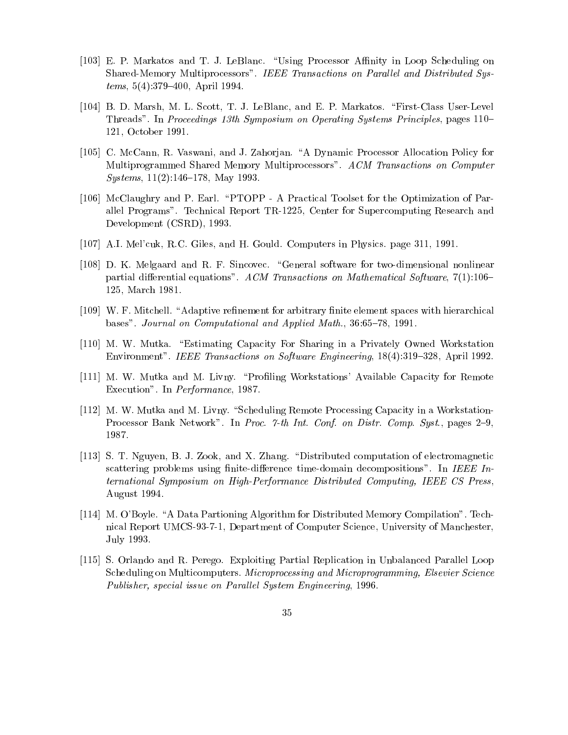[103] E. P. Markatos and T. J. LeBlanc. "Using Processor Affinity in Loop Scheduling on Shared-Memory Multiprocessors". *IEEE Transactions on Parallel and Distributed Systems*, 5(4):379–400, April 1994.

[104] B. D. Marsh, M. L. Scott, T. J. LeBlanc, and E. P. Markatos. "First-Class User-Level Threads". In *Proceedings 13th Symposium on Operating Systems Principles*, pages 110–121, October 1991.

[105] C. McCann, R. Vaswani, and J. Zahorjan. "A Dynamic Processor Allocation Policy for Multiprogrammed Shared Memory Multiprocessors". *ACM Transactions on Computer Systems*, 11(2):146–178, May 1993.

[106] McClaughry and P. Earl. "PTOPP - A Practical Toolset for the Optimization of Parallel Programs". Technical Report TR-1225, Center for Supercomputing Research and Development (CSRD), 1993.

[107] A.I. Mel'cuk, R.C. Giles, and H. Gould. Computers in Physics. page 311, 1991.

[108] D. K. Melgaard and R. F. Sincovec. "General software for two-dimensional nonlinear partial differential equations". *ACM Transactions on Mathematical Software*, 7(1):106–125, March 1981.

[109] W. F. Mitchell. "Adaptive refinement for arbitrary finite element spaces with hierarchical bases". *Journal on Computational and Applied Math.*, 36:65–78, 1991.

[110] M. W. Mutka. "Estimating Capacity For Sharing in a Privately Owned Workstation Environment". *IEEE Transactions on Software Engineering*, 18(4):319–328, April 1992.

[111] M. W. Mutka and M. Livny. "Profiling Workstations' Available Capacity for Remote Execution". In *Performance*, 1987.

[112] M. W. Mutka and M. Livny. "Scheduling Remote Processing Capacity in a Workstation-Processor Bank Network". In *Proc. 7-th Int. Conf. on Distr. Comp. Syst.*, pages 2–9, 1987.

[113] S. T. Nguyen, B. J. Zook, and X. Zhang. "Distributed computation of electromagnetic scattering problems using finite-difference time-domain decompositions". In *IEEE International Symposium on High-Performance Distributed Computing, IEEE CS Press*, August 1994.

[114] M. O'Boyle. "A Data Partioning Algorithm for Distributed Memory Compilation". Technical Report UMCS-93-7-1, Department of Computer Science, University of Manchester, July 1993.

[115] S. Orlando and R. Perego. Exploiting Partial Replication in Unbalanced Parallel Loop Scheduling on Multicomputers. *Microprocessing and Microprogramming, Elsevier Science Publisher, special issue on Parallel System Engineering*, 1996.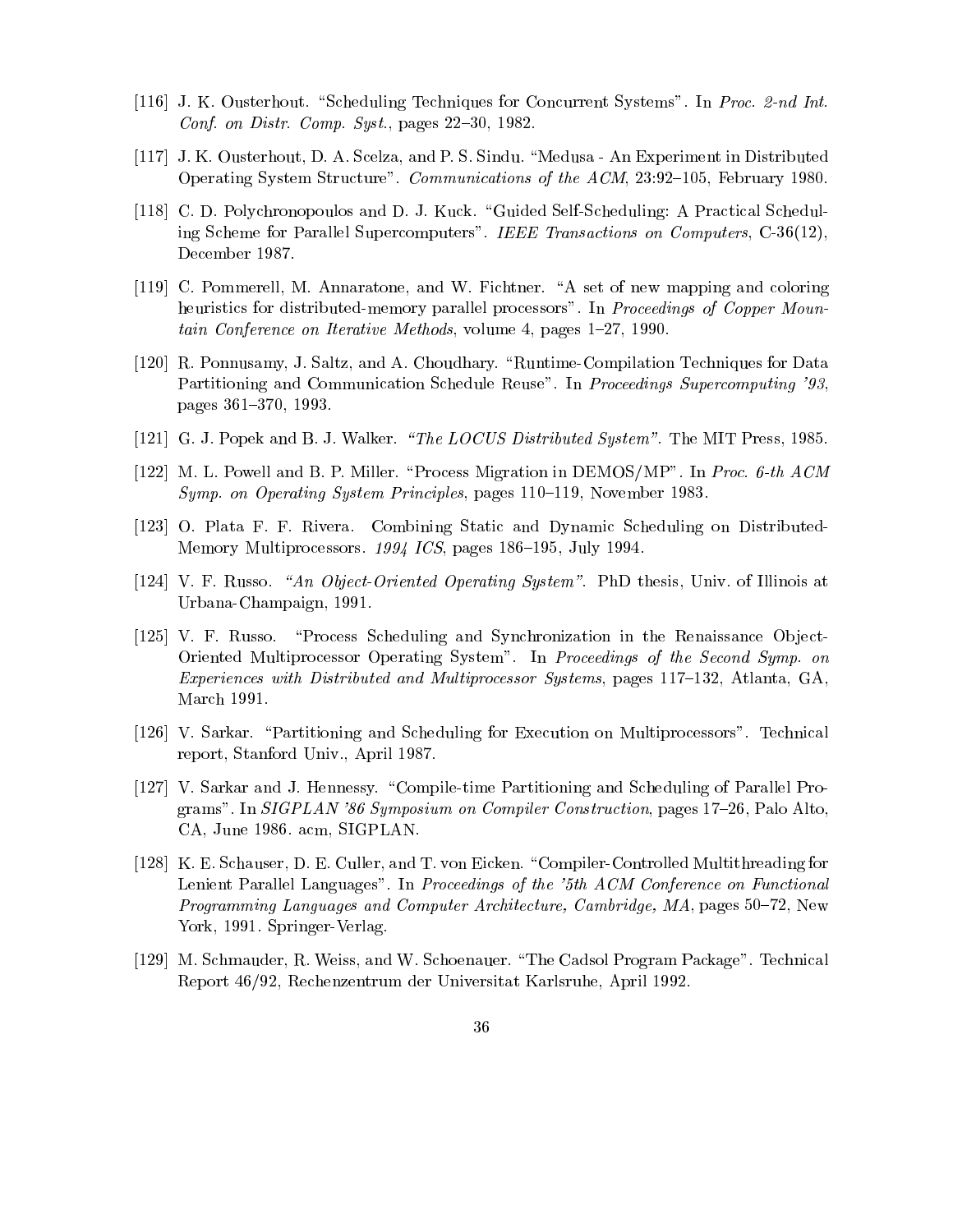[116] J. K. Ousterhout. "Scheduling Techniques for Concurrent Systems". In *Proc. 2-nd Int. Conf. on Distr. Comp. Syst.*, pages 22–30, 1982.

[117] J. K. Ousterhout, D. A. Scelza, and P. S. Sindu. "Medusa - An Experiment in Distributed Operating System Structure". *Communications of the ACM*, 23:92–105, February 1980.

[118] C. D. Polychronopoulos and D. J. Kuck. "Guided Self-Scheduling: A Practical Scheduling Scheme for Parallel Supercomputers". *IEEE Transactions on Computers*, C-36(12), December 1987.

[119] C. Pommerell, M. Annaratone, and W. Fichtner. "A set of new mapping and coloring heuristics for distributed-memory parallel processors". In *Proceedings of Copper Mountain Conference on Iterative Methods*, volume 4, pages 1–27, 1990.

[120] R. Ponnusamy, J. Saltz, and A. Choudhary. "Runtime-Compilation Techniques for Data Partitioning and Communication Schedule Reuse". In *Proceedings Supercomputing '93*, pages 361–370, 1993.

[121] G. J. Popek and B. J. Walker. *"The LOCUS Distributed System"*. The MIT Press, 1985.

[122] M. L. Powell and B. P. Miller. "Process Migration in DEMOS/MP". In *Proc. 6-th ACM Symp. on Operating System Principles*, pages 110–119, November 1983.

[123] O. Plata F. F. Rivera. Combining Static and Dynamic Scheduling on Distributed-Memory Multiprocessors. *1994 ICS*, pages 186–195, July 1994.

[124] V. F. Russo. *"An Object-Oriented Operating System"*. PhD thesis, Univ. of Illinois at Urbana-Champaign, 1991.

[125] V. F. Russo. "Process Scheduling and Synchronization in the Renaissance Object-Oriented Multiprocessor Operating System". In *Proceedings of the Second Symp. on Experiences with Distributed and Multiprocessor Systems*, pages 117–132, Atlanta, GA, March 1991.

[126] V. Sarkar. "Partitioning and Scheduling for Execution on Multiprocessors". Technical report, Stanford Univ., April 1987.

[127] V. Sarkar and J. Hennessy. "Compile-time Partitioning and Scheduling of Parallel Programs". In *SIGPLAN '86 Symposium on Compiler Construction*, pages 17–26, Palo Alto, CA, June 1986. acm, SIGPLAN.

[128] K. E. Schauser, D. E. Culler, and T. von Eicken. "Compiler-Controlled Multithreading for Lenient Parallel Languages". In *Proceedings of the '5th ACM Conference on Functional Programming Languages and Computer Architecture, Cambridge, MA*, pages 50–72, New York, 1991. Springer-Verlag.

[129] M. Schmauder, R. Weiss, and W. Schoenauer. "The Cadsol Program Package". Technical Report 46/92, Rechenzentrum der Universitat Karlsruhe, April 1992.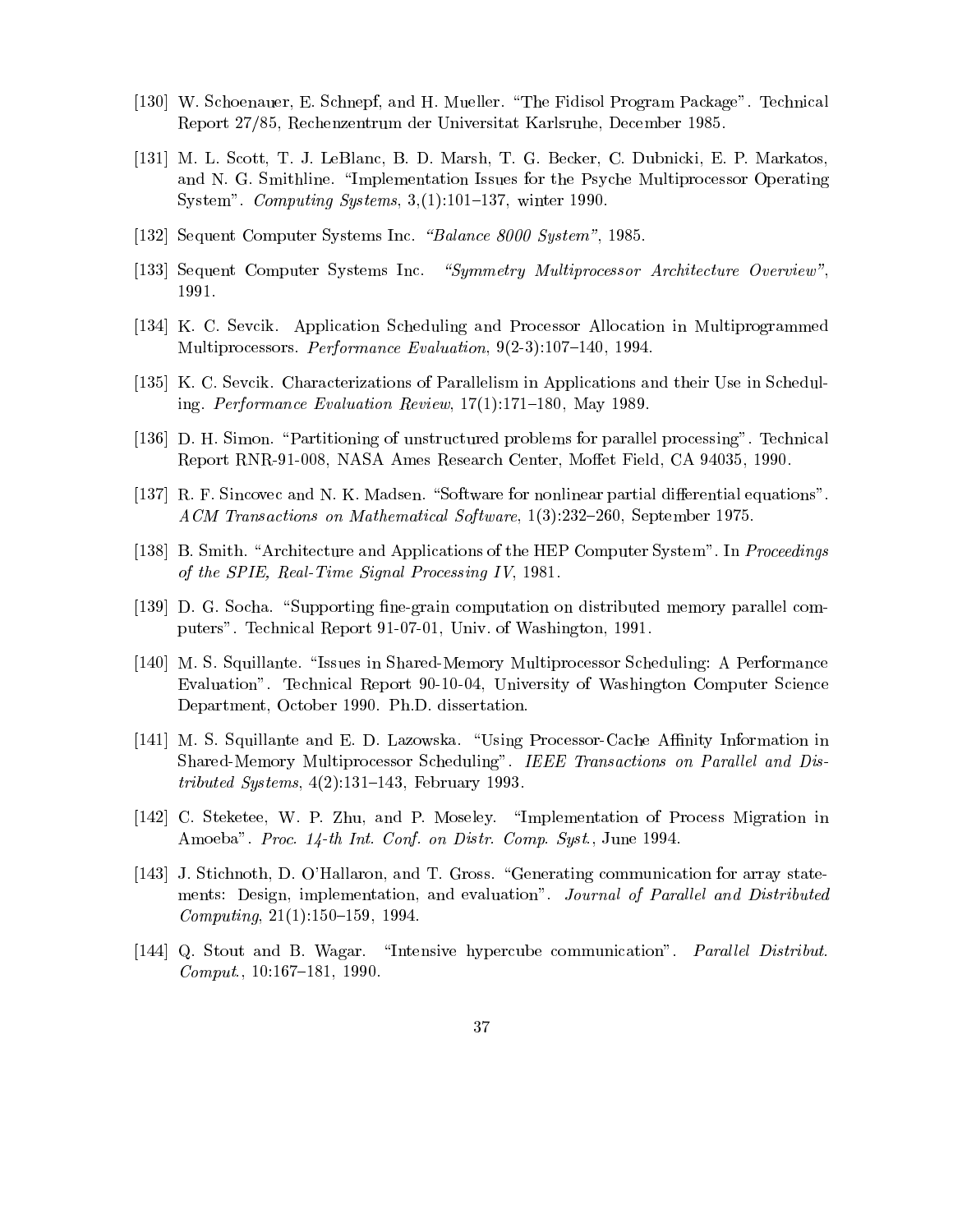[130] W. Schoenauer, E. Schnepf, and H. Mueller. "The Fidisol Program Package". Technical Report 27/85, Rechenzentrum der Universitat Karlsruhe, December 1985.

[131] M. L. Scott, T. J. LeBlanc, B. D. Marsh, T. G. Becker, C. Dubnicki, E. P. Markatos, and N. G. Smithline. "Implementation Issues for the Psyche Multiprocessor Operating System". *Computing Systems*, 3,(1):101–137, winter 1990.

[132] Sequent Computer Systems Inc. *"Balance 8000 System"*, 1985.

[133] Sequent Computer Systems Inc. *"Symmetry Multiprocessor Architecture Overview"*, 1991.

[134] K. C. Sevcik. Application Scheduling and Processor Allocation in Multiprogrammed Multiprocessors. *Performance Evaluation*, 9(2-3):107–140, 1994.

[135] K. C. Sevcik. Characterizations of Parallelism in Applications and their Use in Scheduling. *Performance Evaluation Review*, 17(1):171–180, May 1989.

[136] D. H. Simon. "Partitioning of unstructured problems for parallel processing". Technical Report RNR-91-008, NASA Ames Research Center, Moffet Field, CA 94035, 1990.

[137] R. F. Sincovec and N. K. Madsen. "Software for nonlinear partial differential equations". *ACM Transactions on Mathematical Software*, 1(3):232–260, September 1975.

[138] B. Smith. "Architecture and Applications of the HEP Computer System". In *Proceedings of the SPIE, Real-Time Signal Processing IV*, 1981.

[139] D. G. Socha. "Supporting fine-grain computation on distributed memory parallel computers". Technical Report 91-07-01, Univ. of Washington, 1991.

[140] M. S. Squillante. "Issues in Shared-Memory Multiprocessor Scheduling: A Performance Evaluation". Technical Report 90-10-04, University of Washington Computer Science Department, October 1990. Ph.D. dissertation.

[141] M. S. Squillante and E. D. Lazowska. "Using Processor-Cache Affinity Information in Shared-Memory Multiprocessor Scheduling". *IEEE Transactions on Parallel and Distributed Systems*, 4(2):131–143, February 1993.

[142] C. Steketee, W. P. Zhu, and P. Moseley. "Implementation of Process Migration in Amoeba". *Proc. 14-th Int. Conf. on Distr. Comp. Syst.*, June 1994.

[143] J. Stichnoth, D. O'Hallaron, and T. Gross. "Generating communication for array statements: Design, implementation, and evaluation". *Journal of Parallel and Distributed Computing*, 21(1):150–159, 1994.

[144] Q. Stout and B. Wagar. "Intensive hypercube communication". *Parallel Distribut. Comput.*, 10:167–181, 1990.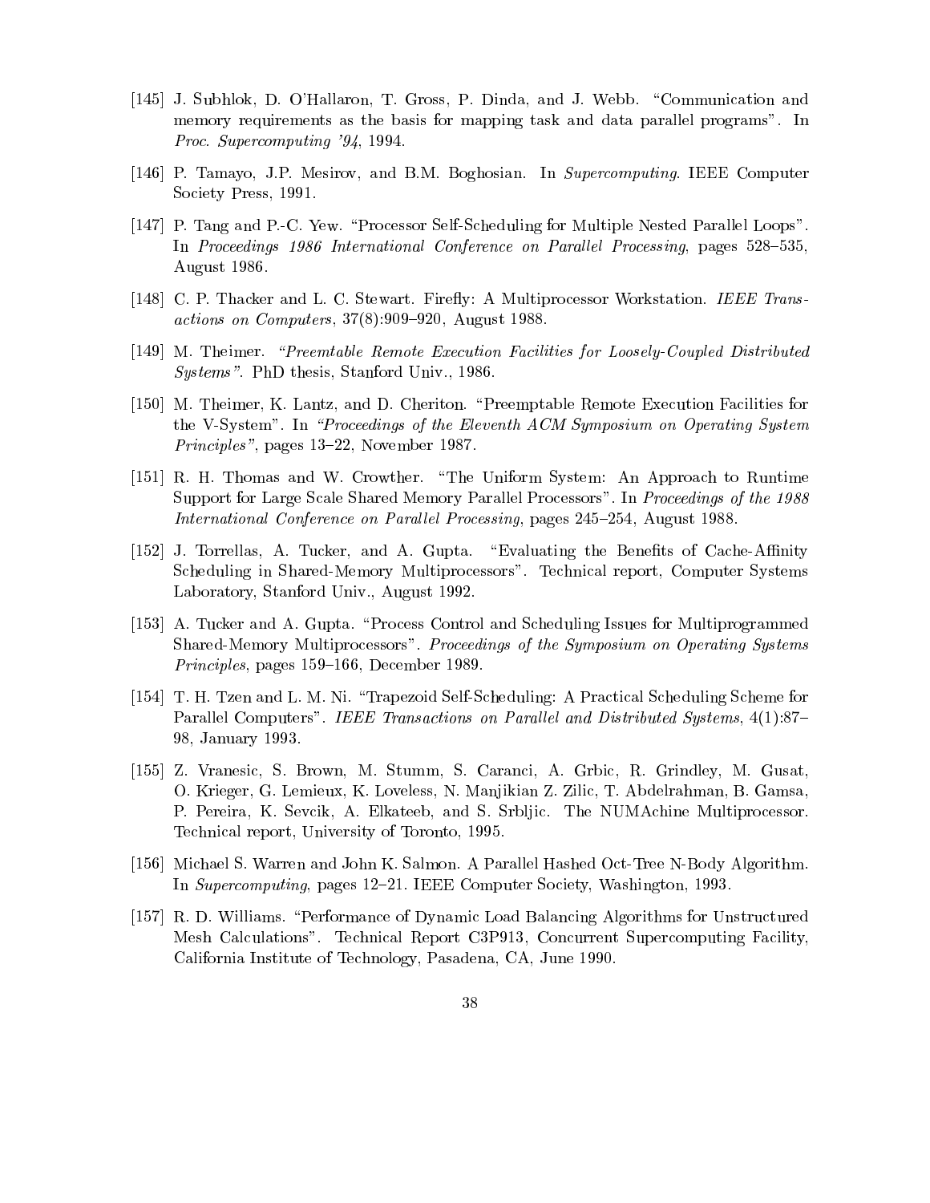[145] J. Subhlok, D. O'Hallaron, T. Gross, P. Dinda, and J. Webb. "Communication and memory requirements as the basis for mapping task and data parallel programs". In *Proc. Supercomputing '94*, 1994.

[146] P. Tamayo, J.P. Mesirov, and B.M. Boghosian. In *Supercomputing*. IEEE Computer Society Press, 1991.

[147] P. Tang and P.-C. Yew. "Processor Self-Scheduling for Multiple Nested Parallel Loops". In *Proceedings 1986 International Conference on Parallel Processing*, pages 528–535, August 1986.

[148] C. P. Thacker and L. C. Stewart. Firefly: A Multiprocessor Workstation. *IEEE Transactions on Computers*, 37(8):909–920, August 1988.

[149] M. Theimer. *"Preemtable Remote Execution Facilities for Loosely-Coupled Distributed Systems"*. PhD thesis, Stanford Univ., 1986.

[150] M. Theimer, K. Lantz, and D. Cheriton. "Preemptable Remote Execution Facilities for the V-System". In *"Proceedings of the Eleventh ACM Symposium on Operating System Principles"*, pages 13–22, November 1987.

[151] R. H. Thomas and W. Crowther. "The Uniform System: An Approach to Runtime Support for Large Scale Shared Memory Parallel Processors". In *Proceedings of the 1988 International Conference on Parallel Processing*, pages 245–254, August 1988.

[152] J. Torrellas, A. Tucker, and A. Gupta. "Evaluating the Benefits of Cache-Affinity Scheduling in Shared-Memory Multiprocessors". Technical report, Computer Systems Laboratory, Stanford Univ., August 1992.

[153] A. Tucker and A. Gupta. "Process Control and Scheduling Issues for Multiprogrammed Shared-Memory Multiprocessors". *Proceedings of the Symposium on Operating Systems Principles*, pages 159–166, December 1989.

[154] T. H. Tzen and L. M. Ni. "Trapezoid Self-Scheduling: A Practical Scheduling Scheme for Parallel Computers". *IEEE Transactions on Parallel and Distributed Systems*, 4(1):87–98, January 1993.

[155] Z. Vranesic, S. Brown, M. Stumm, S. Caranci, A. Grbic, R. Grindley, M. Gusat, O. Krieger, G. Lemieux, K. Loveless, N. Manjikian Z. Zilic, T. Abdelrahman, B. Gamsa, P. Pereira, K. Sevcik, A. Elkateeb, and S. Srbljic. The NUMAchine Multiprocessor. Technical report, University of Toronto, 1995.

[156] Michael S. Warren and John K. Salmon. A Parallel Hashed Oct-Tree N-Body Algorithm. In *Supercomputing*, pages 12–21. IEEE Computer Society, Washington, 1993.

[157] R. D. Williams. "Performance of Dynamic Load Balancing Algorithms for Unstructured Mesh Calculations". Technical Report C3P913, Concurrent Supercomputing Facility, California Institute of Technology, Pasadena, CA, June 1990.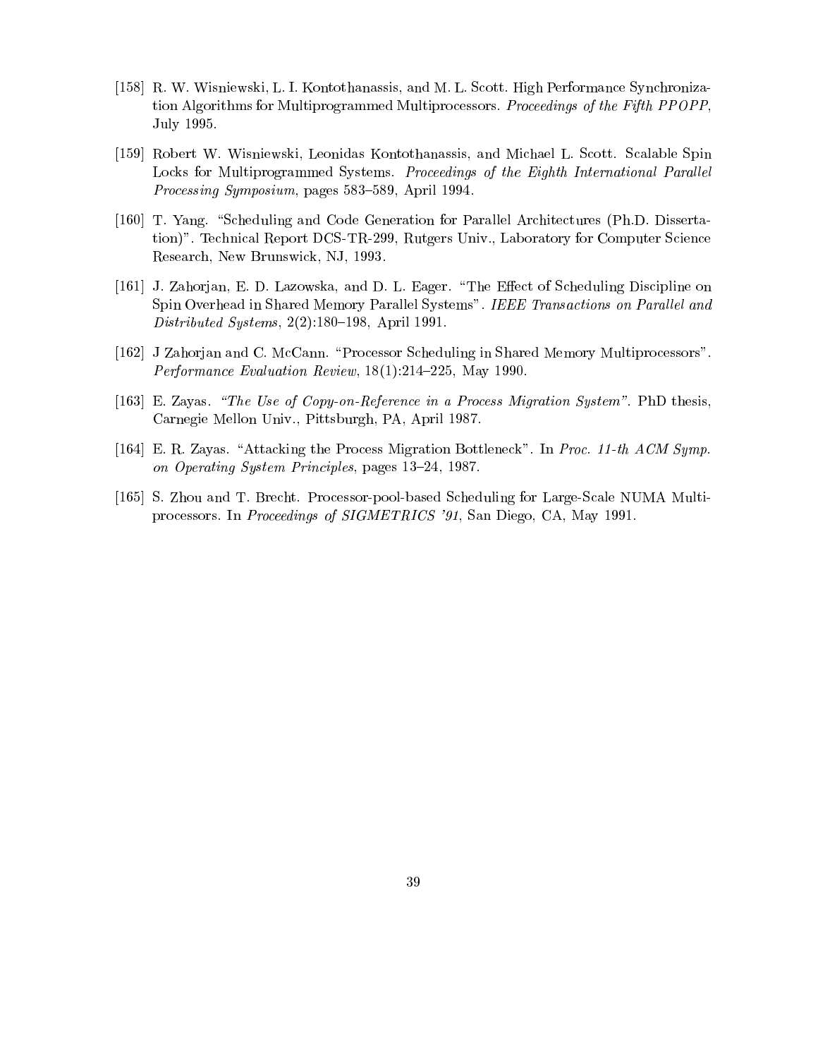[158] R. W. Wisniewski, L. I. Kontothanassis, and M. L. Scott. High Performance Synchronization Algorithms for Multiprogrammed Multiprocessors. *Proceedings of the Fifth PPOPP*, July 1995.

[159] Robert W. Wisniewski, Leonidas Kontothanassis, and Michael L. Scott. Scalable Spin Locks for Multiprogrammed Systems. *Proceedings of the Eighth International Parallel Processing Symposium*, pages 583–589, April 1994.

[160] T. Yang. "Scheduling and Code Generation for Parallel Architectures (Ph.D. Dissertation)". Technical Report DCS-TR-299, Rutgers Univ., Laboratory for Computer Science Research, New Brunswick, NJ, 1993.

[161] J. Zahorjan, E. D. Lazowska, and D. L. Eager. "The Effect of Scheduling Discipline on Spin Overhead in Shared Memory Parallel Systems". *IEEE Transactions on Parallel and Distributed Systems*, 2(2):180–198, April 1991.

[162] J Zahorjan and C. McCann. "Processor Scheduling in Shared Memory Multiprocessors". *Performance Evaluation Review*, 18(1):214–225, May 1990.

[163] E. Zayas. *"The Use of Copy-on-Reference in a Process Migration System"*. PhD thesis, Carnegie Mellon Univ., Pittsburgh, PA, April 1987.

[164] E. R. Zayas. "Attacking the Process Migration Bottleneck". In *Proc. 11-th ACM Symp. on Operating System Principles*, pages 13–24, 1987.

[165] S. Zhou and T. Brecht. Processor-pool-based Scheduling for Large-Scale NUMA Multiprocessors. In *Proceedings of SIGMETRICS '91*, San Diego, CA, May 1991.